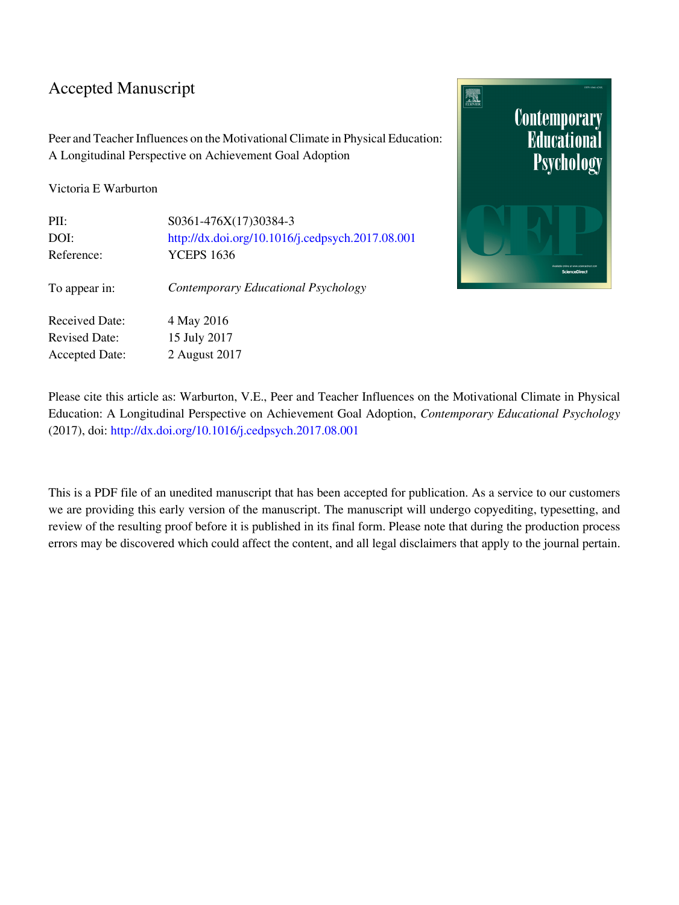# Accepted Manuscript

Peer and Teacher Influences on the Motivational Climate in Physical Education: A Longitudinal Perspective on Achievement Goal Adoption

Victoria E Warburton

| | |
|---|---|
| PII: | S0361-476X(17)30384-3 |
| DOI: | http://dx.doi.org/10.1016/j.cedpsych.2017.08.001 |
| Reference: | YCEPS 1636 |
| To appear in: | *Contemporary Educational Psychology* |
| Received Date: | 4 May 2016 |
| Revised Date: | 15 July 2017 |
| Accepted Date: | 2 August 2017 |

Please cite this article as: Warburton, V.E., Peer and Teacher Influences on the Motivational Climate in Physical Education: A Longitudinal Perspective on Achievement Goal Adoption, *Contemporary Educational Psychology* (2017), doi: http://dx.doi.org/10.1016/j.cedpsych.2017.08.001

This is a PDF file of an unedited manuscript that has been accepted for publication. As a service to our customers we are providing this early version of the manuscript. The manuscript will undergo copyediting, typesetting, and review of the resulting proof before it is published in its final form. Please note that during the production process errors may be discovered which could affect the content, and all legal disclaimers that apply to the journal pertain.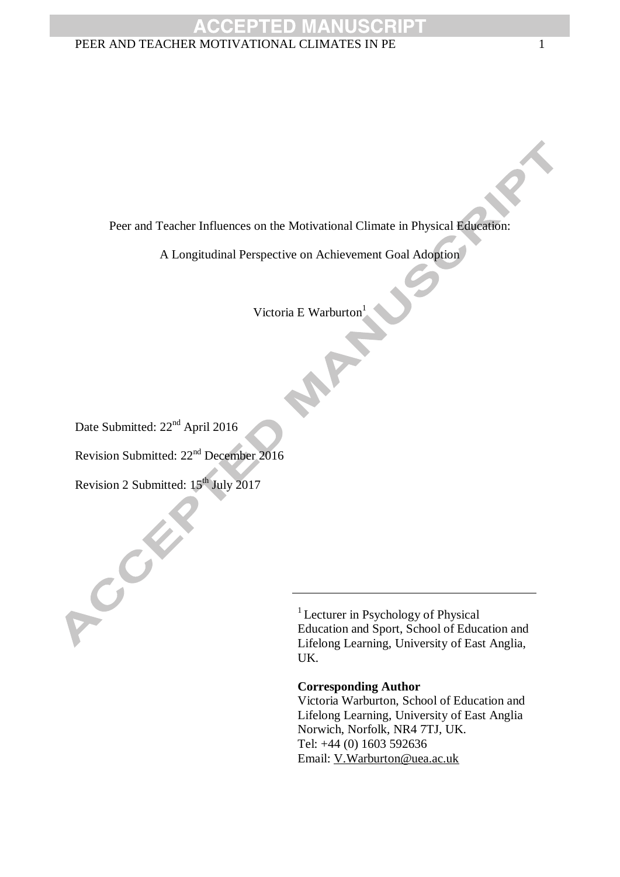Peer and Teacher Influences on the Motivational Climate in Physical Education:

A Longitudinal Perspective on Achievement Goal Adoption

Victoria E Warburton[1]

Date Submitted: 22nd April 2016

Revision Submitted: 22nd December 2016

Revision 2 Submitted: 15th July 2017

[1] Lecturer in Psychology of Physical Education and Sport, School of Education and Lifelong Learning, University of East Anglia, UK.

**Corresponding Author**
Victoria Warburton, School of Education and Lifelong Learning, University of East Anglia
Norwich, Norfolk, NR4 7TJ, UK.
Tel: +44 (0) 1603 592636
Email: V.Warburton@uea.ac.uk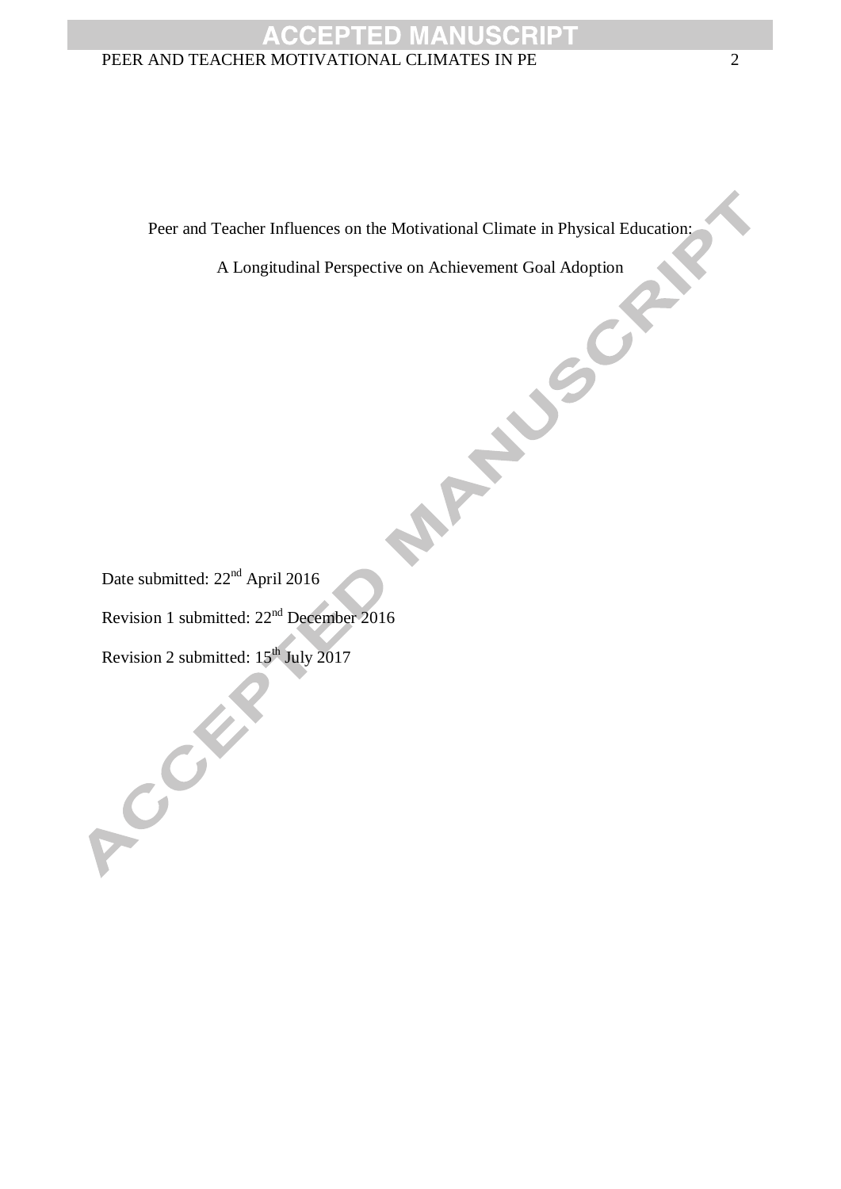Peer and Teacher Influences on the Motivational Climate in Physical Education:

A Longitudinal Perspective on Achievement Goal Adoption

Date submitted: 22nd April 2016

Revision 1 submitted: 22nd December 2016

Revision 2 submitted: 15th July 2017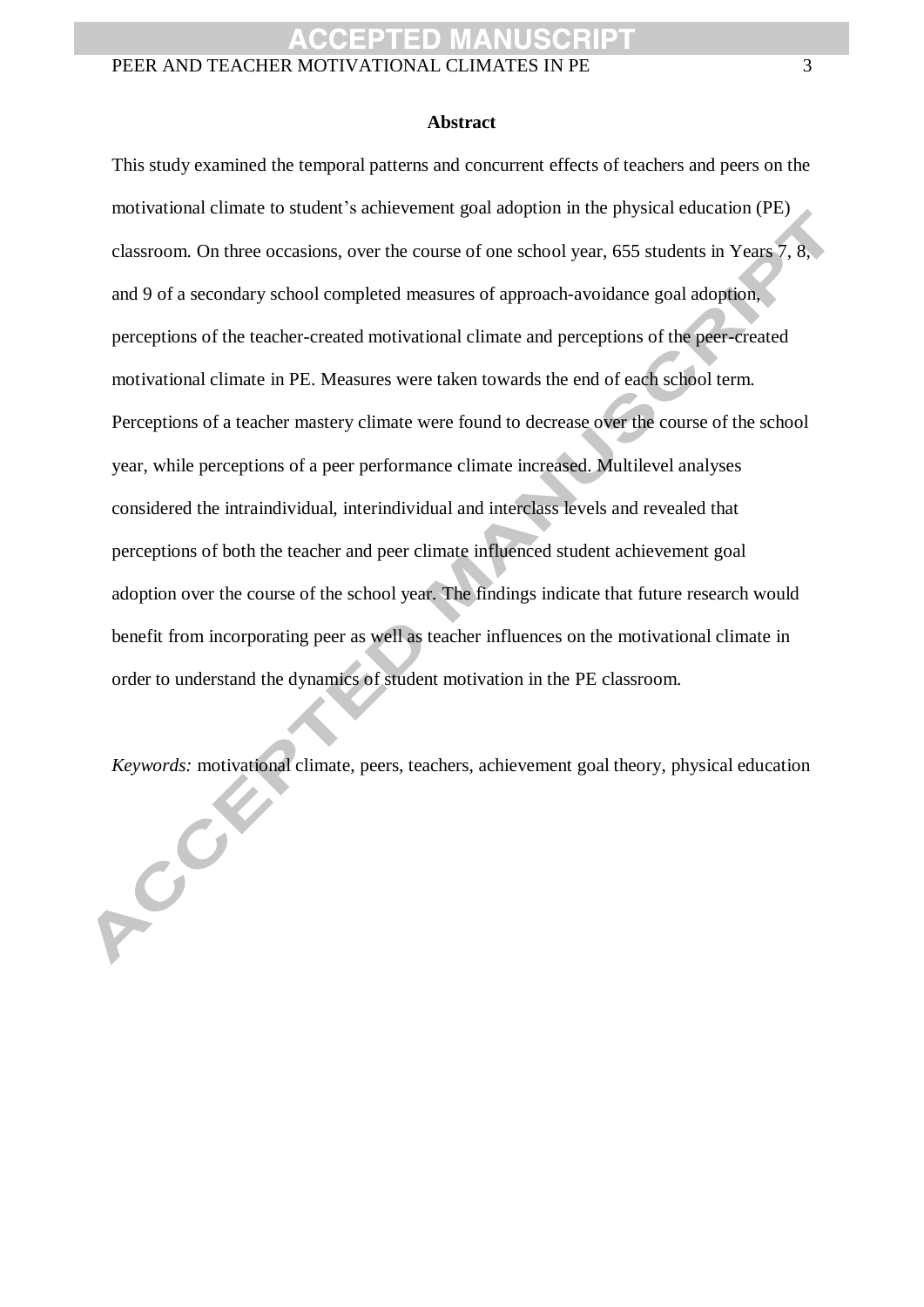**Abstract**

This study examined the temporal patterns and concurrent effects of teachers and peers on the motivational climate to student's achievement goal adoption in the physical education (PE) classroom. On three occasions, over the course of one school year, 655 students in Years 7, 8, and 9 of a secondary school completed measures of approach-avoidance goal adoption, perceptions of the teacher-created motivational climate and perceptions of the peer-created motivational climate in PE. Measures were taken towards the end of each school term. Perceptions of a teacher mastery climate were found to decrease over the course of the school year, while perceptions of a peer performance climate increased. Multilevel analyses considered the intraindividual, interindividual and interclass levels and revealed that perceptions of both the teacher and peer climate influenced student achievement goal adoption over the course of the school year. The findings indicate that future research would benefit from incorporating peer as well as teacher influences on the motivational climate in order to understand the dynamics of student motivation in the PE classroom.

*Keywords:* motivational climate, peers, teachers, achievement goal theory, physical education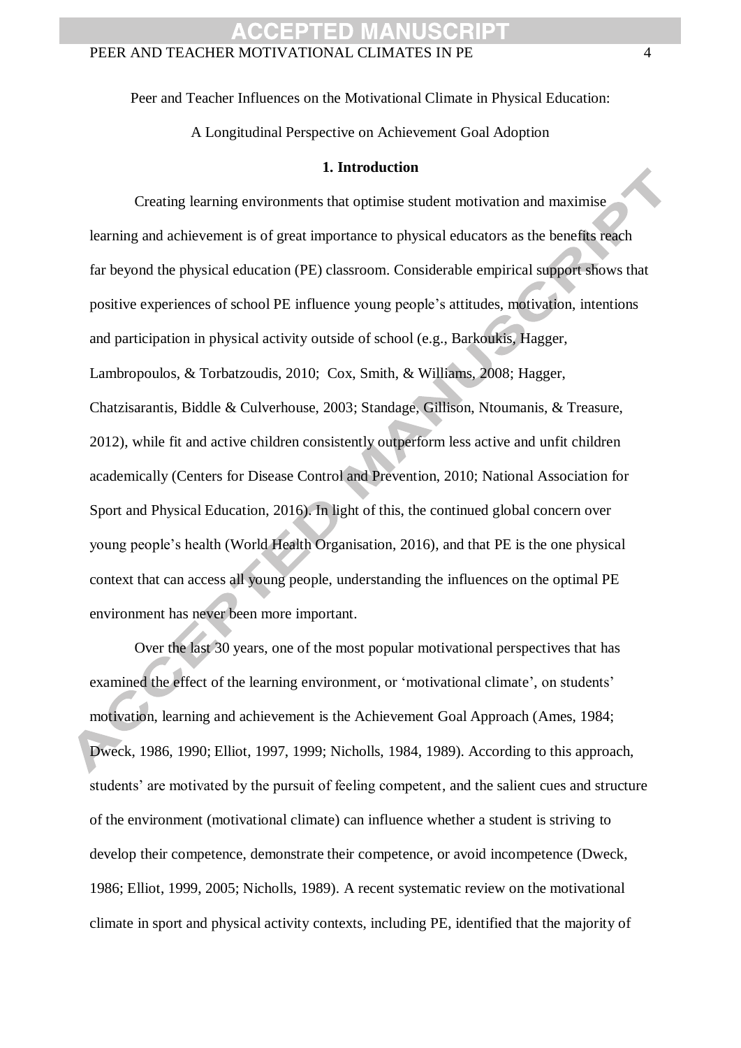Peer and Teacher Influences on the Motivational Climate in Physical Education:

A Longitudinal Perspective on Achievement Goal Adoption

## 1. Introduction

Creating learning environments that optimise student motivation and maximise learning and achievement is of great importance to physical educators as the benefits reach far beyond the physical education (PE) classroom. Considerable empirical support shows that positive experiences of school PE influence young people's attitudes, motivation, intentions and participation in physical activity outside of school (e.g., Barkoukis, Hagger, Lambropoulos, & Torbatzoudis, 2010; Cox, Smith, & Williams, 2008; Hagger, Chatzisarantis, Biddle & Culverhouse, 2003; Standage, Gillison, Ntoumanis, & Treasure, 2012), while fit and active children consistently outperform less active and unfit children academically (Centers for Disease Control and Prevention, 2010; National Association for Sport and Physical Education, 2016). In light of this, the continued global concern over young people's health (World Health Organisation, 2016), and that PE is the one physical context that can access all young people, understanding the influences on the optimal PE environment has never been more important.

Over the last 30 years, one of the most popular motivational perspectives that has examined the effect of the learning environment, or 'motivational climate', on students' motivation, learning and achievement is the Achievement Goal Approach (Ames, 1984; Dweck, 1986, 1990; Elliot, 1997, 1999; Nicholls, 1984, 1989). According to this approach, students' are motivated by the pursuit of feeling competent, and the salient cues and structure of the environment (motivational climate) can influence whether a student is striving to develop their competence, demonstrate their competence, or avoid incompetence (Dweck, 1986; Elliot, 1999, 2005; Nicholls, 1989). A recent systematic review on the motivational climate in sport and physical activity contexts, including PE, identified that the majority of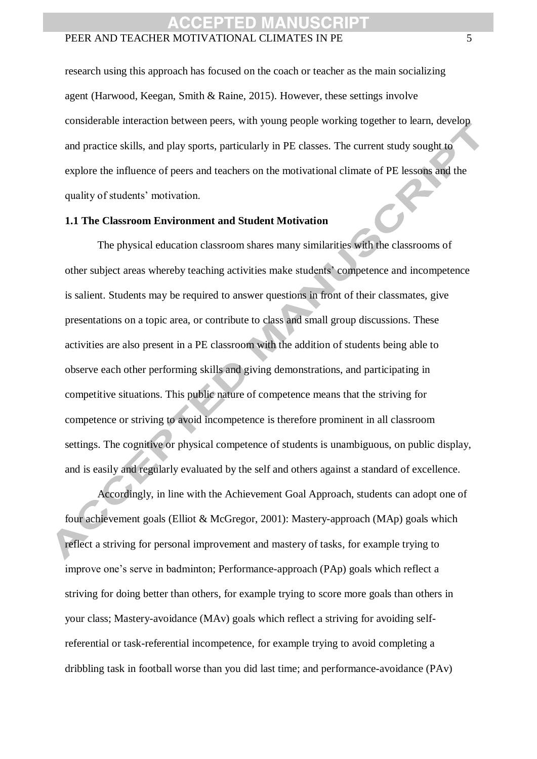research using this approach has focused on the coach or teacher as the main socializing agent (Harwood, Keegan, Smith & Raine, 2015). However, these settings involve considerable interaction between peers, with young people working together to learn, develop and practice skills, and play sports, particularly in PE classes. The current study sought to explore the influence of peers and teachers on the motivational climate of PE lessons and the quality of students' motivation.

### 1.1 The Classroom Environment and Student Motivation

The physical education classroom shares many similarities with the classrooms of other subject areas whereby teaching activities make students' competence and incompetence is salient. Students may be required to answer questions in front of their classmates, give presentations on a topic area, or contribute to class and small group discussions. These activities are also present in a PE classroom with the addition of students being able to observe each other performing skills and giving demonstrations, and participating in competitive situations. This public nature of competence means that the striving for competence or striving to avoid incompetence is therefore prominent in all classroom settings. The cognitive or physical competence of students is unambiguous, on public display, and is easily and regularly evaluated by the self and others against a standard of excellence.

Accordingly, in line with the Achievement Goal Approach, students can adopt one of four achievement goals (Elliot & McGregor, 2001): Mastery-approach (MAp) goals which reflect a striving for personal improvement and mastery of tasks, for example trying to improve one's serve in badminton; Performance-approach (PAp) goals which reflect a striving for doing better than others, for example trying to score more goals than others in your class; Mastery-avoidance (MAv) goals which reflect a striving for avoiding self-referential or task-referential incompetence, for example trying to avoid completing a dribbling task in football worse than you did last time; and performance-avoidance (PAv)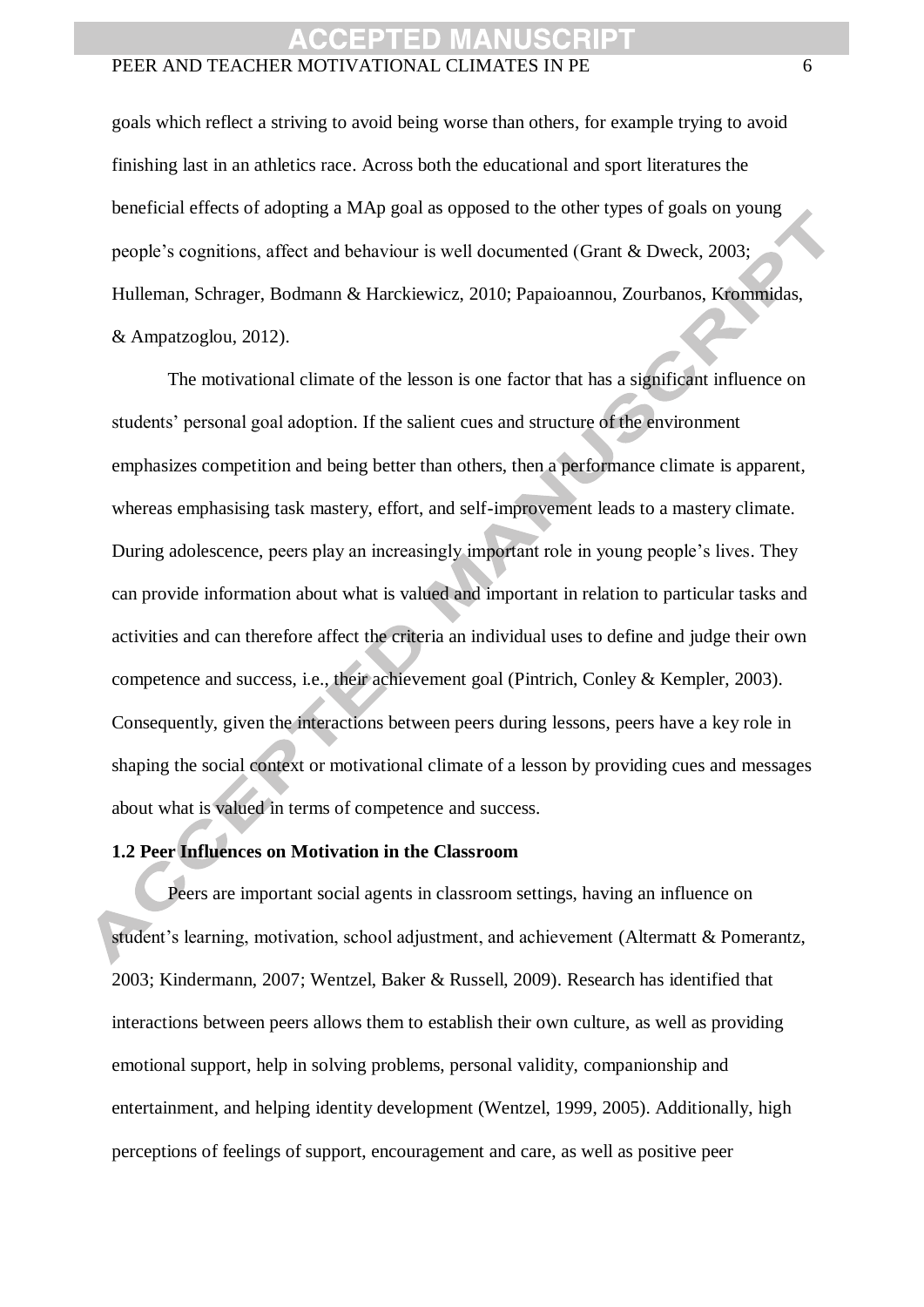goals which reflect a striving to avoid being worse than others, for example trying to avoid finishing last in an athletics race. Across both the educational and sport literatures the beneficial effects of adopting a MAp goal as opposed to the other types of goals on young people's cognitions, affect and behaviour is well documented (Grant & Dweck, 2003; Hulleman, Schrager, Bodmann & Harckiewicz, 2010; Papaioannou, Zourbanos, Krommidas, & Ampatzoglou, 2012).

The motivational climate of the lesson is one factor that has a significant influence on students' personal goal adoption. If the salient cues and structure of the environment emphasizes competition and being better than others, then a performance climate is apparent, whereas emphasising task mastery, effort, and self-improvement leads to a mastery climate. During adolescence, peers play an increasingly important role in young people's lives. They can provide information about what is valued and important in relation to particular tasks and activities and can therefore affect the criteria an individual uses to define and judge their own competence and success, i.e., their achievement goal (Pintrich, Conley & Kempler, 2003). Consequently, given the interactions between peers during lessons, peers have a key role in shaping the social context or motivational climate of a lesson by providing cues and messages about what is valued in terms of competence and success.

### 1.2 Peer Influences on Motivation in the Classroom

Peers are important social agents in classroom settings, having an influence on student's learning, motivation, school adjustment, and achievement (Altermatt & Pomerantz, 2003; Kindermann, 2007; Wentzel, Baker & Russell, 2009). Research has identified that interactions between peers allows them to establish their own culture, as well as providing emotional support, help in solving problems, personal validity, companionship and entertainment, and helping identity development (Wentzel, 1999, 2005). Additionally, high perceptions of feelings of support, encouragement and care, as well as positive peer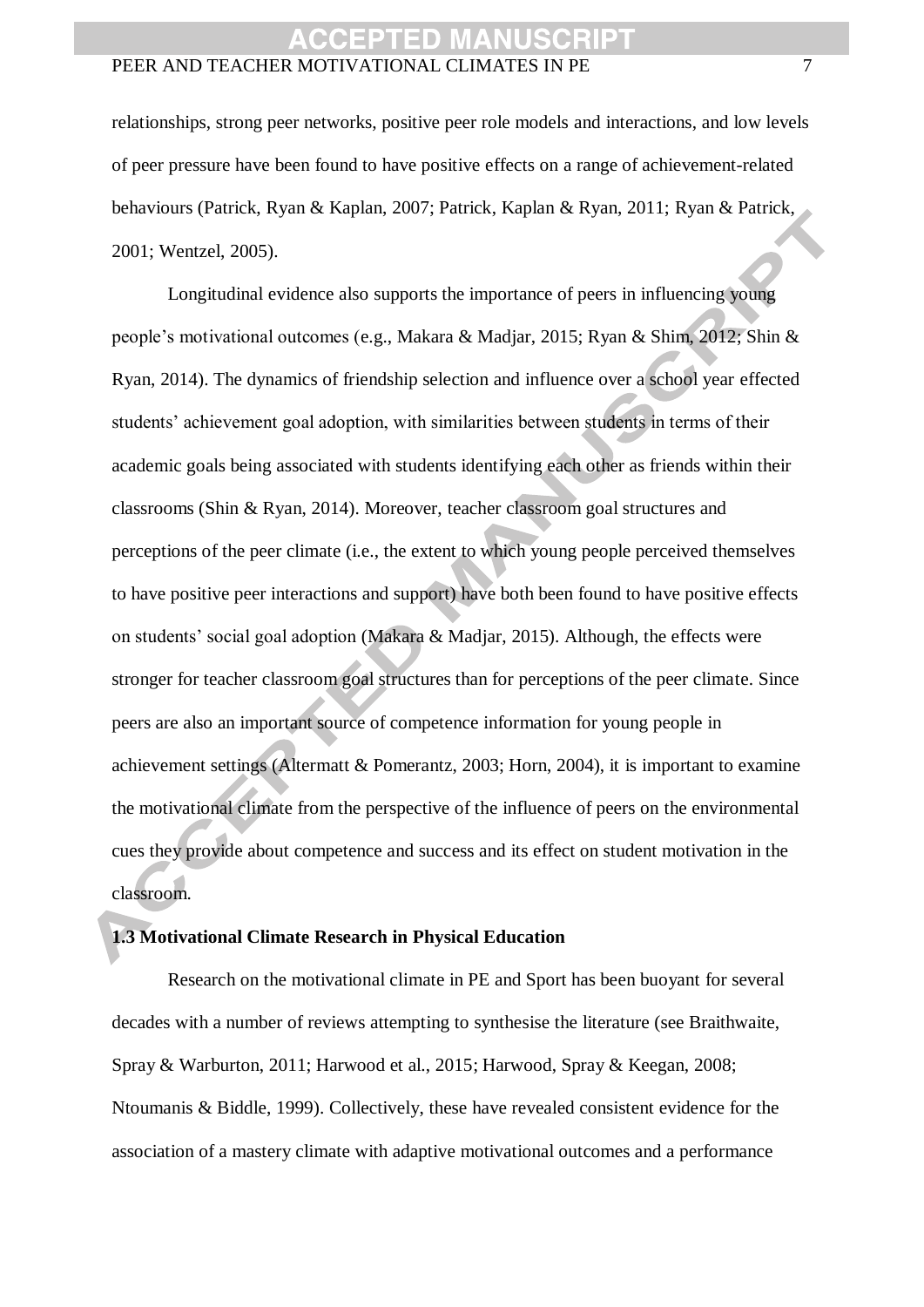relationships, strong peer networks, positive peer role models and interactions, and low levels of peer pressure have been found to have positive effects on a range of achievement-related behaviours (Patrick, Ryan & Kaplan, 2007; Patrick, Kaplan & Ryan, 2011; Ryan & Patrick, 2001; Wentzel, 2005).

Longitudinal evidence also supports the importance of peers in influencing young people's motivational outcomes (e.g., Makara & Madjar, 2015; Ryan & Shim, 2012; Shin & Ryan, 2014). The dynamics of friendship selection and influence over a school year effected students' achievement goal adoption, with similarities between students in terms of their academic goals being associated with students identifying each other as friends within their classrooms (Shin & Ryan, 2014). Moreover, teacher classroom goal structures and perceptions of the peer climate (i.e., the extent to which young people perceived themselves to have positive peer interactions and support) have both been found to have positive effects on students' social goal adoption (Makara & Madjar, 2015). Although, the effects were stronger for teacher classroom goal structures than for perceptions of the peer climate. Since peers are also an important source of competence information for young people in achievement settings (Altermatt & Pomerantz, 2003; Horn, 2004), it is important to examine the motivational climate from the perspective of the influence of peers on the environmental cues they provide about competence and success and its effect on student motivation in the classroom.

### 1.3 Motivational Climate Research in Physical Education

Research on the motivational climate in PE and Sport has been buoyant for several decades with a number of reviews attempting to synthesise the literature (see Braithwaite, Spray & Warburton, 2011; Harwood et al., 2015; Harwood, Spray & Keegan, 2008; Ntoumanis & Biddle, 1999). Collectively, these have revealed consistent evidence for the association of a mastery climate with adaptive motivational outcomes and a performance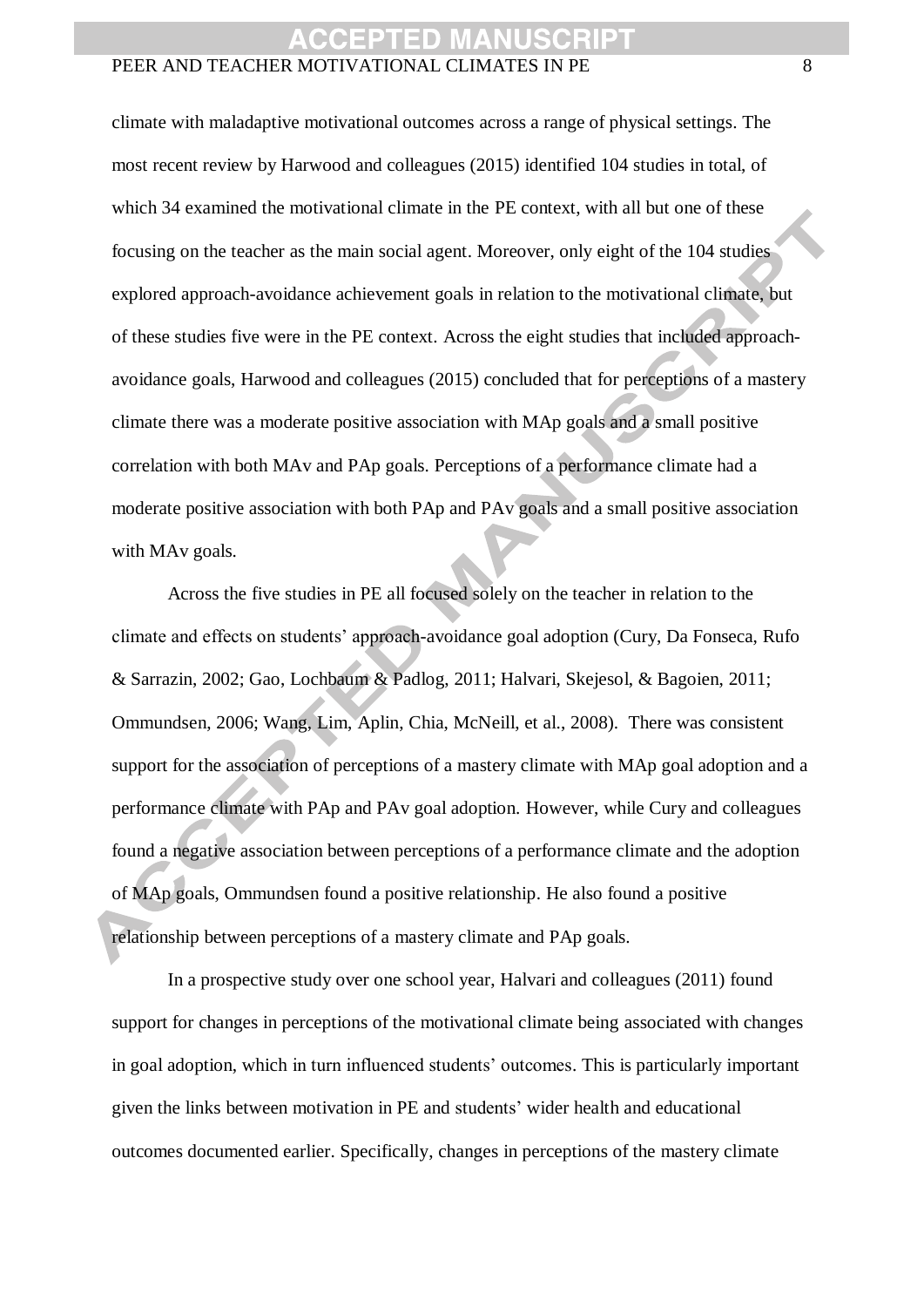climate with maladaptive motivational outcomes across a range of physical settings. The most recent review by Harwood and colleagues (2015) identified 104 studies in total, of which 34 examined the motivational climate in the PE context, with all but one of these focusing on the teacher as the main social agent. Moreover, only eight of the 104 studies explored approach-avoidance achievement goals in relation to the motivational climate, but of these studies five were in the PE context. Across the eight studies that included approach-avoidance goals, Harwood and colleagues (2015) concluded that for perceptions of a mastery climate there was a moderate positive association with MAp goals and a small positive correlation with both MAv and PAp goals. Perceptions of a performance climate had a moderate positive association with both PAp and PAv goals and a small positive association with MAv goals.

Across the five studies in PE all focused solely on the teacher in relation to the climate and effects on students' approach-avoidance goal adoption (Cury, Da Fonseca, Rufo & Sarrazin, 2002; Gao, Lochbaum & Padlog, 2011; Halvari, Skejesol, & Bagoien, 2011; Ommundsen, 2006; Wang, Lim, Aplin, Chia, McNeill, et al., 2008). There was consistent support for the association of perceptions of a mastery climate with MAp goal adoption and a performance climate with PAp and PAv goal adoption. However, while Cury and colleagues found a negative association between perceptions of a performance climate and the adoption of MAp goals, Ommundsen found a positive relationship. He also found a positive relationship between perceptions of a mastery climate and PAp goals.

In a prospective study over one school year, Halvari and colleagues (2011) found support for changes in perceptions of the motivational climate being associated with changes in goal adoption, which in turn influenced students' outcomes. This is particularly important given the links between motivation in PE and students' wider health and educational outcomes documented earlier. Specifically, changes in perceptions of the mastery climate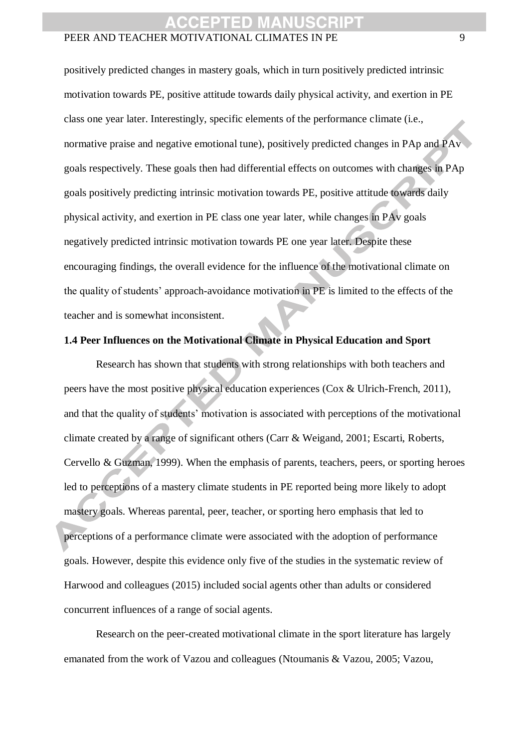positively predicted changes in mastery goals, which in turn positively predicted intrinsic motivation towards PE, positive attitude towards daily physical activity, and exertion in PE class one year later. Interestingly, specific elements of the performance climate (i.e., normative praise and negative emotional tune), positively predicted changes in PAp and PAv goals respectively. These goals then had differential effects on outcomes with changes in PAp goals positively predicting intrinsic motivation towards PE, positive attitude towards daily physical activity, and exertion in PE class one year later, while changes in PAv goals negatively predicted intrinsic motivation towards PE one year later. Despite these encouraging findings, the overall evidence for the influence of the motivational climate on the quality of students' approach-avoidance motivation in PE is limited to the effects of the teacher and is somewhat inconsistent.

### 1.4 Peer Influences on the Motivational Climate in Physical Education and Sport

Research has shown that students with strong relationships with both teachers and peers have the most positive physical education experiences (Cox & Ulrich-French, 2011), and that the quality of students' motivation is associated with perceptions of the motivational climate created by a range of significant others (Carr & Weigand, 2001; Escarti, Roberts, Cervello & Guzman, 1999). When the emphasis of parents, teachers, peers, or sporting heroes led to perceptions of a mastery climate students in PE reported being more likely to adopt mastery goals. Whereas parental, peer, teacher, or sporting hero emphasis that led to perceptions of a performance climate were associated with the adoption of performance goals. However, despite this evidence only five of the studies in the systematic review of Harwood and colleagues (2015) included social agents other than adults or considered concurrent influences of a range of social agents.

Research on the peer-created motivational climate in the sport literature has largely emanated from the work of Vazou and colleagues (Ntoumanis & Vazou, 2005; Vazou,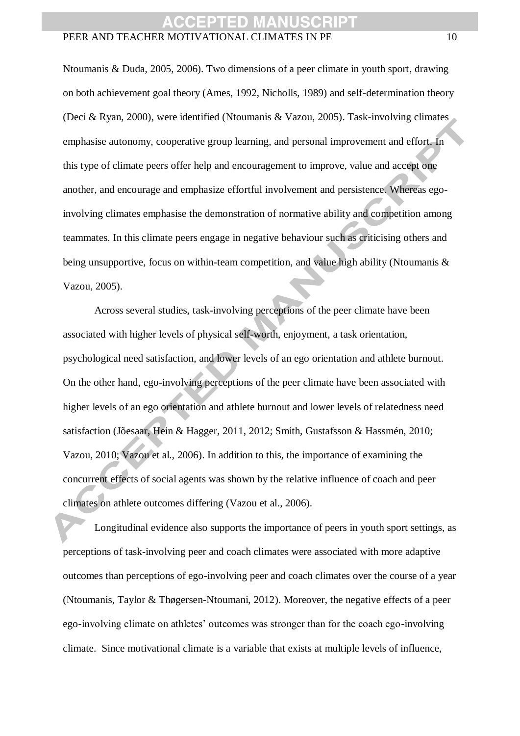Ntoumanis & Duda, 2005, 2006). Two dimensions of a peer climate in youth sport, drawing on both achievement goal theory (Ames, 1992, Nicholls, 1989) and self-determination theory (Deci & Ryan, 2000), were identified (Ntoumanis & Vazou, 2005). Task-involving climates emphasise autonomy, cooperative group learning, and personal improvement and effort. In this type of climate peers offer help and encouragement to improve, value and accept one another, and encourage and emphasize effortful involvement and persistence. Whereas ego-involving climates emphasise the demonstration of normative ability and competition among teammates. In this climate peers engage in negative behaviour such as criticising others and being unsupportive, focus on within-team competition, and value high ability (Ntoumanis & Vazou, 2005).

Across several studies, task-involving perceptions of the peer climate have been associated with higher levels of physical self-worth, enjoyment, a task orientation, psychological need satisfaction, and lower levels of an ego orientation and athlete burnout. On the other hand, ego-involving perceptions of the peer climate have been associated with higher levels of an ego orientation and athlete burnout and lower levels of relatedness need satisfaction (Jõesaar, Hein & Hagger, 2011, 2012; Smith, Gustafsson & Hassmén, 2010; Vazou, 2010; Vazou et al., 2006). In addition to this, the importance of examining the concurrent effects of social agents was shown by the relative influence of coach and peer climates on athlete outcomes differing (Vazou et al., 2006).

Longitudinal evidence also supports the importance of peers in youth sport settings, as perceptions of task-involving peer and coach climates were associated with more adaptive outcomes than perceptions of ego-involving peer and coach climates over the course of a year (Ntoumanis, Taylor & Thøgersen-Ntoumani, 2012). Moreover, the negative effects of a peer ego-involving climate on athletes' outcomes was stronger than for the coach ego-involving climate. Since motivational climate is a variable that exists at multiple levels of influence,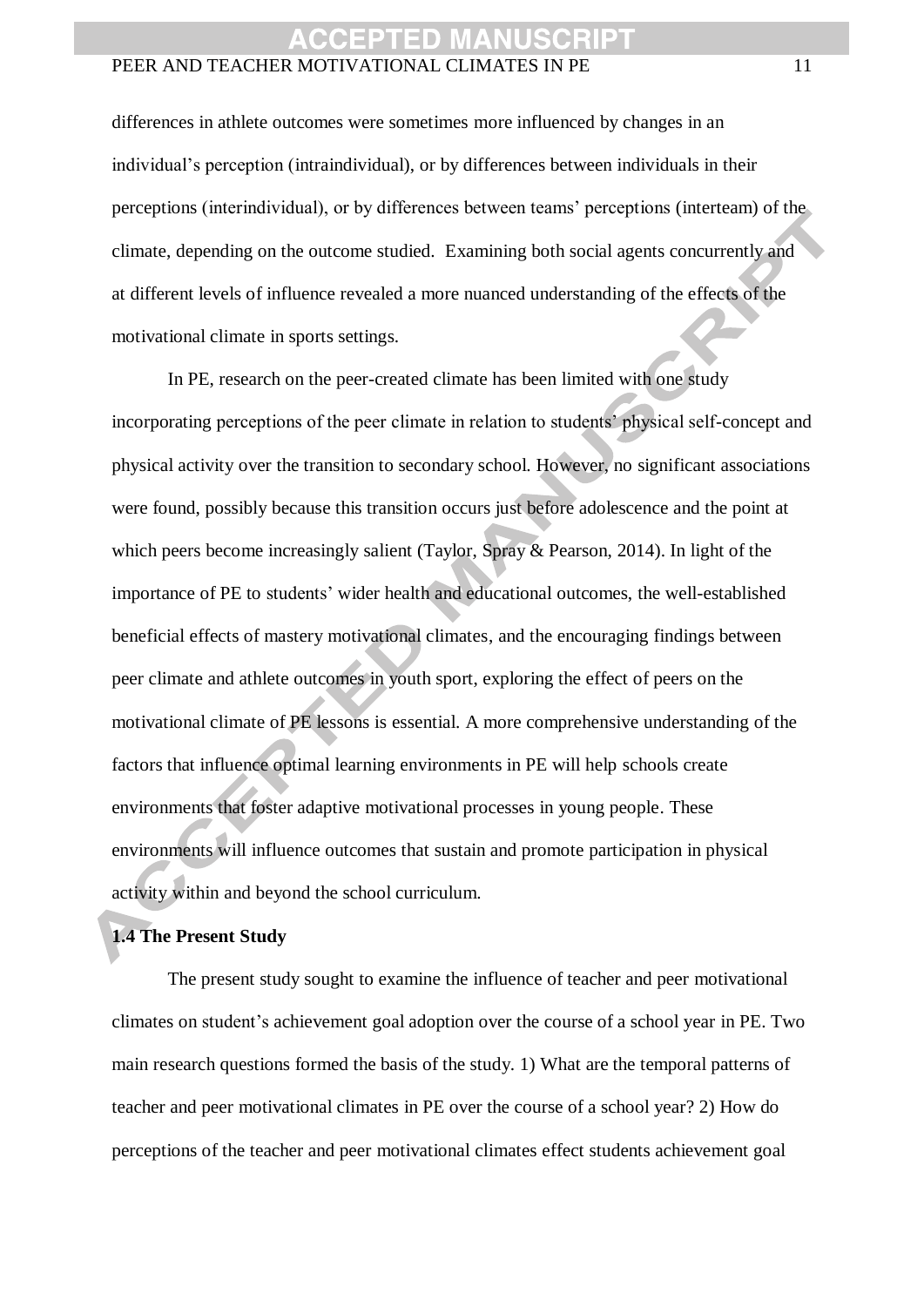differences in athlete outcomes were sometimes more influenced by changes in an individual's perception (intraindividual), or by differences between individuals in their perceptions (interindividual), or by differences between teams' perceptions (interteam) of the climate, depending on the outcome studied. Examining both social agents concurrently and at different levels of influence revealed a more nuanced understanding of the effects of the motivational climate in sports settings.

In PE, research on the peer-created climate has been limited with one study incorporating perceptions of the peer climate in relation to students' physical self-concept and physical activity over the transition to secondary school. However, no significant associations were found, possibly because this transition occurs just before adolescence and the point at which peers become increasingly salient (Taylor, Spray & Pearson, 2014). In light of the importance of PE to students' wider health and educational outcomes, the well-established beneficial effects of mastery motivational climates, and the encouraging findings between peer climate and athlete outcomes in youth sport, exploring the effect of peers on the motivational climate of PE lessons is essential. A more comprehensive understanding of the factors that influence optimal learning environments in PE will help schools create environments that foster adaptive motivational processes in young people. These environments will influence outcomes that sustain and promote participation in physical activity within and beyond the school curriculum.

### 1.4 The Present Study

The present study sought to examine the influence of teacher and peer motivational climates on student's achievement goal adoption over the course of a school year in PE. Two main research questions formed the basis of the study. 1) What are the temporal patterns of teacher and peer motivational climates in PE over the course of a school year? 2) How do perceptions of the teacher and peer motivational climates effect students achievement goal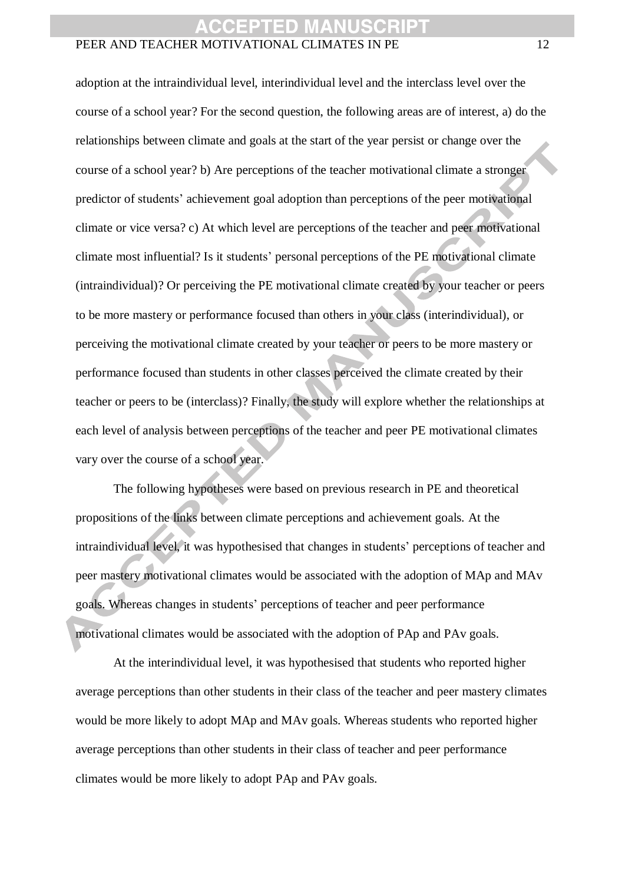adoption at the intraindividual level, interindividual level and the interclass level over the course of a school year? For the second question, the following areas are of interest, a) do the relationships between climate and goals at the start of the year persist or change over the course of a school year? b) Are perceptions of the teacher motivational climate a stronger predictor of students' achievement goal adoption than perceptions of the peer motivational climate or vice versa? c) At which level are perceptions of the teacher and peer motivational climate most influential? Is it students' personal perceptions of the PE motivational climate (intraindividual)? Or perceiving the PE motivational climate created by your teacher or peers to be more mastery or performance focused than others in your class (interindividual), or perceiving the motivational climate created by your teacher or peers to be more mastery or performance focused than students in other classes perceived the climate created by their teacher or peers to be (interclass)? Finally, the study will explore whether the relationships at each level of analysis between perceptions of the teacher and peer PE motivational climates vary over the course of a school year.

The following hypotheses were based on previous research in PE and theoretical propositions of the links between climate perceptions and achievement goals. At the intraindividual level, it was hypothesised that changes in students' perceptions of teacher and peer mastery motivational climates would be associated with the adoption of MAp and MAv goals. Whereas changes in students' perceptions of teacher and peer performance motivational climates would be associated with the adoption of PAp and PAv goals.

At the interindividual level, it was hypothesised that students who reported higher average perceptions than other students in their class of the teacher and peer mastery climates would be more likely to adopt MAp and MAv goals. Whereas students who reported higher average perceptions than other students in their class of teacher and peer performance climates would be more likely to adopt PAp and PAv goals.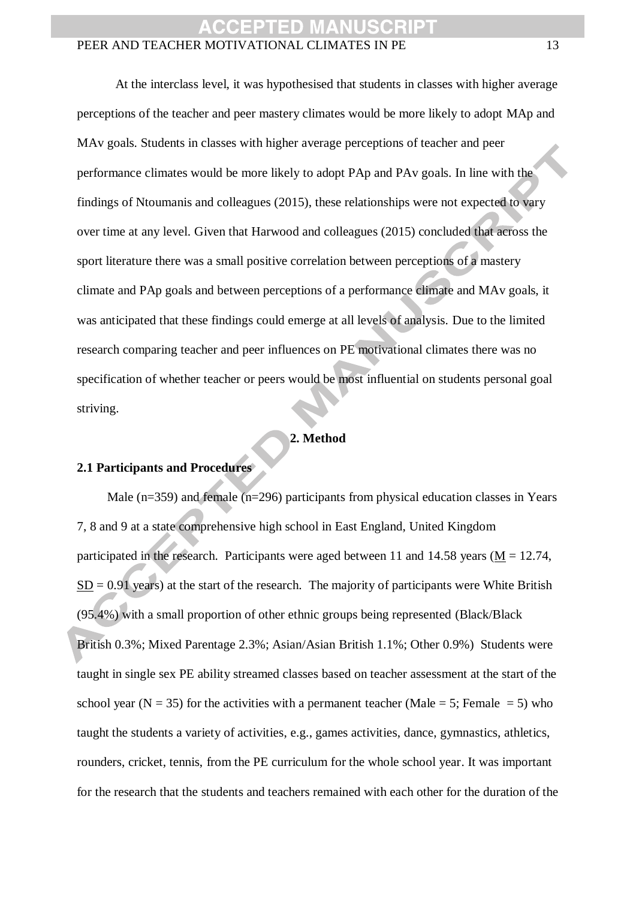At the interclass level, it was hypothesised that students in classes with higher average perceptions of the teacher and peer mastery climates would be more likely to adopt MAp and MAv goals. Students in classes with higher average perceptions of teacher and peer performance climates would be more likely to adopt PAp and PAv goals. In line with the findings of Ntoumanis and colleagues (2015), these relationships were not expected to vary over time at any level. Given that Harwood and colleagues (2015) concluded that across the sport literature there was a small positive correlation between perceptions of a mastery climate and PAp goals and between perceptions of a performance climate and MAv goals, it was anticipated that these findings could emerge at all levels of analysis. Due to the limited research comparing teacher and peer influences on PE motivational climates there was no specification of whether teacher or peers would be most influential on students personal goal striving.

## 2. Method

### 2.1 Participants and Procedures

Male (n=359) and female (n=296) participants from physical education classes in Years 7, 8 and 9 at a state comprehensive high school in East England, United Kingdom participated in the research. Participants were aged between 11 and 14.58 years (M = 12.74, SD = 0.91 years) at the start of the research. The majority of participants were White British (95.4%) with a small proportion of other ethnic groups being represented (Black/Black British 0.3%; Mixed Parentage 2.3%; Asian/Asian British 1.1%; Other 0.9%) Students were taught in single sex PE ability streamed classes based on teacher assessment at the start of the school year (N = 35) for the activities with a permanent teacher (Male = 5; Female = 5) who taught the students a variety of activities, e.g., games activities, dance, gymnastics, athletics, rounders, cricket, tennis, from the PE curriculum for the whole school year. It was important for the research that the students and teachers remained with each other for the duration of the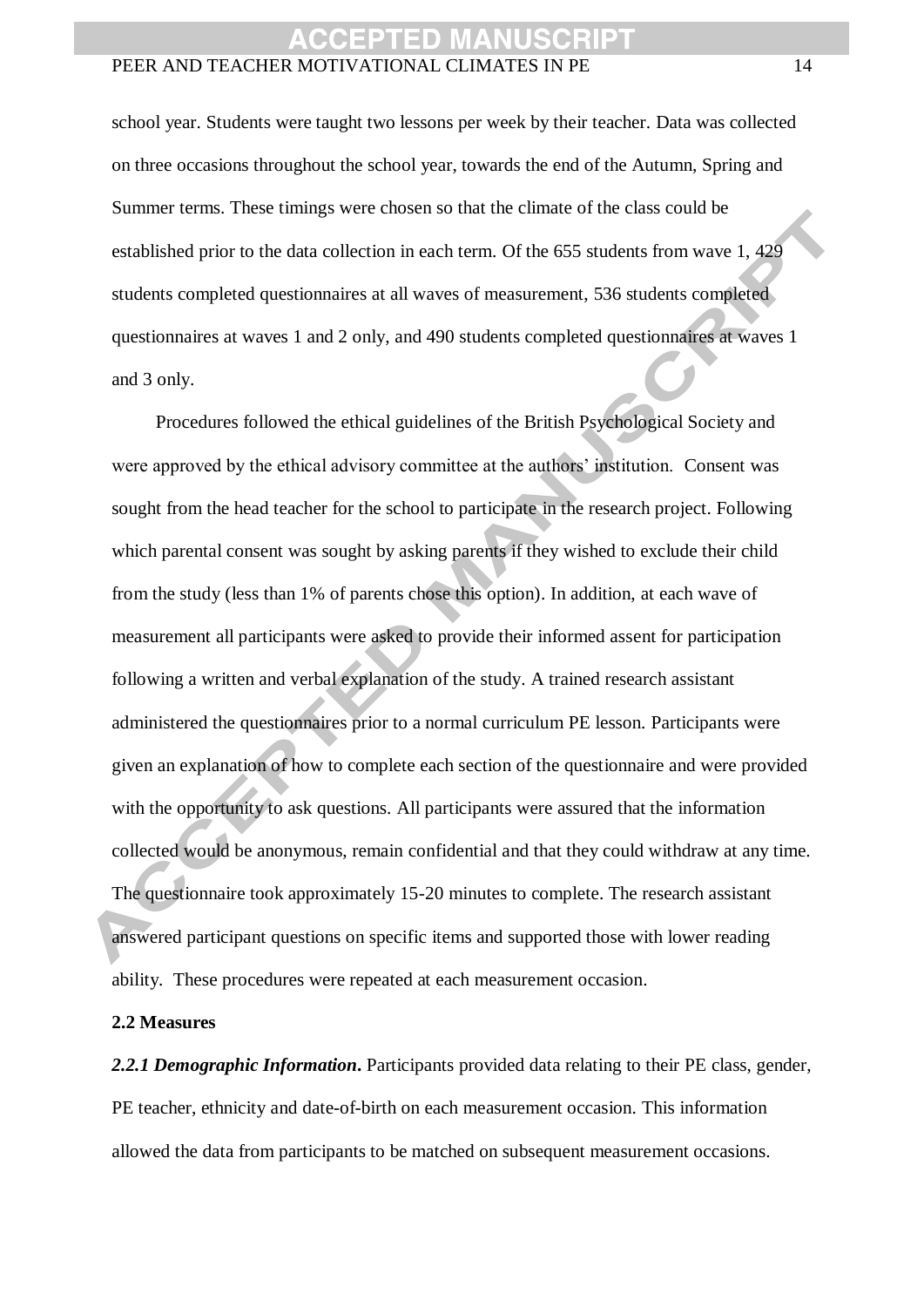school year. Students were taught two lessons per week by their teacher. Data was collected on three occasions throughout the school year, towards the end of the Autumn, Spring and Summer terms. These timings were chosen so that the climate of the class could be established prior to the data collection in each term. Of the 655 students from wave 1, 429 students completed questionnaires at all waves of measurement, 536 students completed questionnaires at waves 1 and 2 only, and 490 students completed questionnaires at waves 1 and 3 only.

Procedures followed the ethical guidelines of the British Psychological Society and were approved by the ethical advisory committee at the authors' institution. Consent was sought from the head teacher for the school to participate in the research project. Following which parental consent was sought by asking parents if they wished to exclude their child from the study (less than 1% of parents chose this option). In addition, at each wave of measurement all participants were asked to provide their informed assent for participation following a written and verbal explanation of the study. A trained research assistant administered the questionnaires prior to a normal curriculum PE lesson. Participants were given an explanation of how to complete each section of the questionnaire and were provided with the opportunity to ask questions. All participants were assured that the information collected would be anonymous, remain confidential and that they could withdraw at any time. The questionnaire took approximately 15-20 minutes to complete. The research assistant answered participant questions on specific items and supported those with lower reading ability. These procedures were repeated at each measurement occasion.

## 2.2 Measures

***2.2.1 Demographic Information*****.** Participants provided data relating to their PE class, gender, PE teacher, ethnicity and date-of-birth on each measurement occasion. This information allowed the data from participants to be matched on subsequent measurement occasions.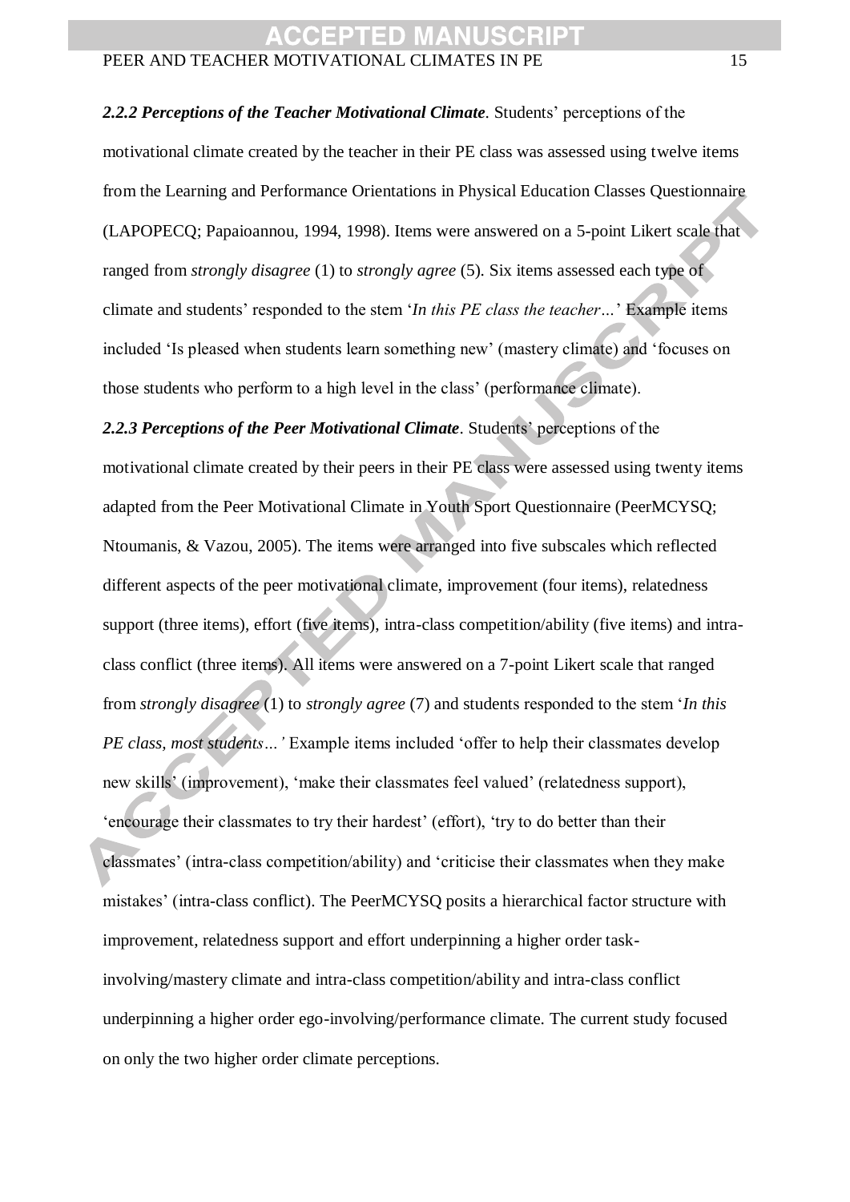***2.2.2 Perceptions of the Teacher Motivational Climate***. Students' perceptions of the motivational climate created by the teacher in their PE class was assessed using twelve items from the Learning and Performance Orientations in Physical Education Classes Questionnaire (LAPOPECQ; Papaioannou, 1994, 1998). Items were answered on a 5-point Likert scale that ranged from *strongly disagree* (1) to *strongly agree* (5). Six items assessed each type of climate and students' responded to the stem '*In this PE class the teacher…*' Example items included 'Is pleased when students learn something new' (mastery climate) and 'focuses on those students who perform to a high level in the class' (performance climate).

***2.2.3 Perceptions of the Peer Motivational Climate***. Students' perceptions of the motivational climate created by their peers in their PE class were assessed using twenty items adapted from the Peer Motivational Climate in Youth Sport Questionnaire (PeerMCYSQ; Ntoumanis, & Vazou, 2005). The items were arranged into five subscales which reflected different aspects of the peer motivational climate, improvement (four items), relatedness support (three items), effort (five items), intra-class competition/ability (five items) and intra-class conflict (three items). All items were answered on a 7-point Likert scale that ranged from *strongly disagree* (1) to *strongly agree* (7) and students responded to the stem '*In this PE class, most students…'* Example items included 'offer to help their classmates develop new skills' (improvement), 'make their classmates feel valued' (relatedness support), 'encourage their classmates to try their hardest' (effort), 'try to do better than their classmates' (intra-class competition/ability) and 'criticise their classmates when they make mistakes' (intra-class conflict). The PeerMCYSQ posits a hierarchical factor structure with improvement, relatedness support and effort underpinning a higher order task-involving/mastery climate and intra-class competition/ability and intra-class conflict underpinning a higher order ego-involving/performance climate. The current study focused on only the two higher order climate perceptions.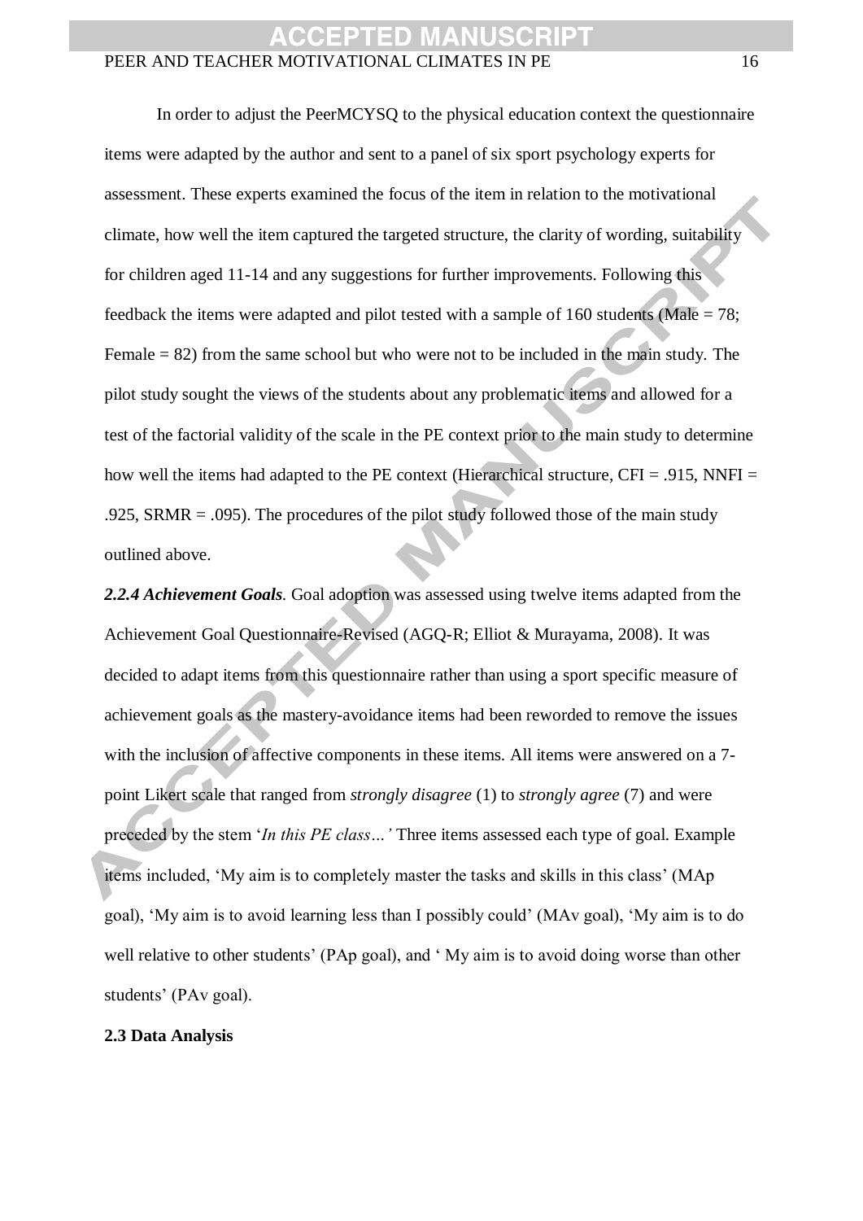In order to adjust the PeerMCYSQ to the physical education context the questionnaire items were adapted by the author and sent to a panel of six sport psychology experts for assessment. These experts examined the focus of the item in relation to the motivational climate, how well the item captured the targeted structure, the clarity of wording, suitability for children aged 11-14 and any suggestions for further improvements. Following this feedback the items were adapted and pilot tested with a sample of 160 students (Male = 78; Female = 82) from the same school but who were not to be included in the main study. The pilot study sought the views of the students about any problematic items and allowed for a test of the factorial validity of the scale in the PE context prior to the main study to determine how well the items had adapted to the PE context (Hierarchical structure, CFI = .915, NNFI = .925, SRMR = .095). The procedures of the pilot study followed those of the main study outlined above.

***2.2.4 Achievement Goals.*** Goal adoption was assessed using twelve items adapted from the Achievement Goal Questionnaire-Revised (AGQ-R; Elliot & Murayama, 2008). It was decided to adapt items from this questionnaire rather than using a sport specific measure of achievement goals as the mastery-avoidance items had been reworded to remove the issues with the inclusion of affective components in these items. All items were answered on a 7-point Likert scale that ranged from *strongly disagree* (1) to *strongly agree* (7) and were preceded by the stem '*In this PE class…'* Three items assessed each type of goal. Example items included, 'My aim is to completely master the tasks and skills in this class' (MAp goal), 'My aim is to avoid learning less than I possibly could' (MAv goal), 'My aim is to do well relative to other students' (PAp goal), and ' My aim is to avoid doing worse than other students' (PAv goal).

**2.3 Data Analysis**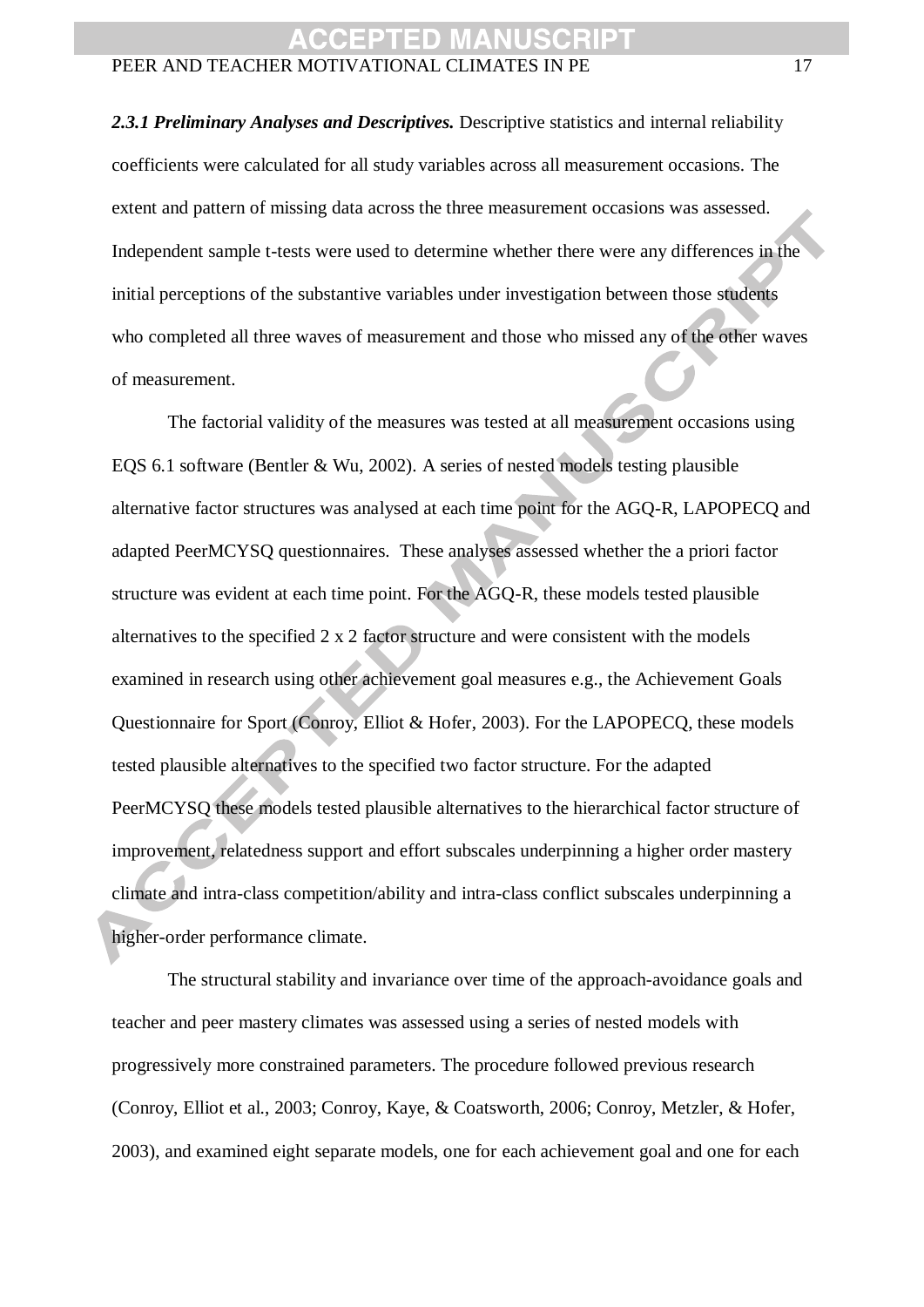***2.3.1 Preliminary Analyses and Descriptives.*** Descriptive statistics and internal reliability coefficients were calculated for all study variables across all measurement occasions. The extent and pattern of missing data across the three measurement occasions was assessed. Independent sample t-tests were used to determine whether there were any differences in the initial perceptions of the substantive variables under investigation between those students who completed all three waves of measurement and those who missed any of the other waves of measurement.

The factorial validity of the measures was tested at all measurement occasions using EQS 6.1 software (Bentler & Wu, 2002). A series of nested models testing plausible alternative factor structures was analysed at each time point for the AGQ-R, LAPOPECQ and adapted PeerMCYSQ questionnaires. These analyses assessed whether the a priori factor structure was evident at each time point. For the AGQ-R, these models tested plausible alternatives to the specified 2 x 2 factor structure and were consistent with the models examined in research using other achievement goal measures e.g., the Achievement Goals Questionnaire for Sport (Conroy, Elliot & Hofer, 2003). For the LAPOPECQ, these models tested plausible alternatives to the specified two factor structure. For the adapted PeerMCYSQ these models tested plausible alternatives to the hierarchical factor structure of improvement, relatedness support and effort subscales underpinning a higher order mastery climate and intra-class competition/ability and intra-class conflict subscales underpinning a higher-order performance climate.

The structural stability and invariance over time of the approach-avoidance goals and teacher and peer mastery climates was assessed using a series of nested models with progressively more constrained parameters. The procedure followed previous research (Conroy, Elliot et al., 2003; Conroy, Kaye, & Coatsworth, 2006; Conroy, Metzler, & Hofer, 2003), and examined eight separate models, one for each achievement goal and one for each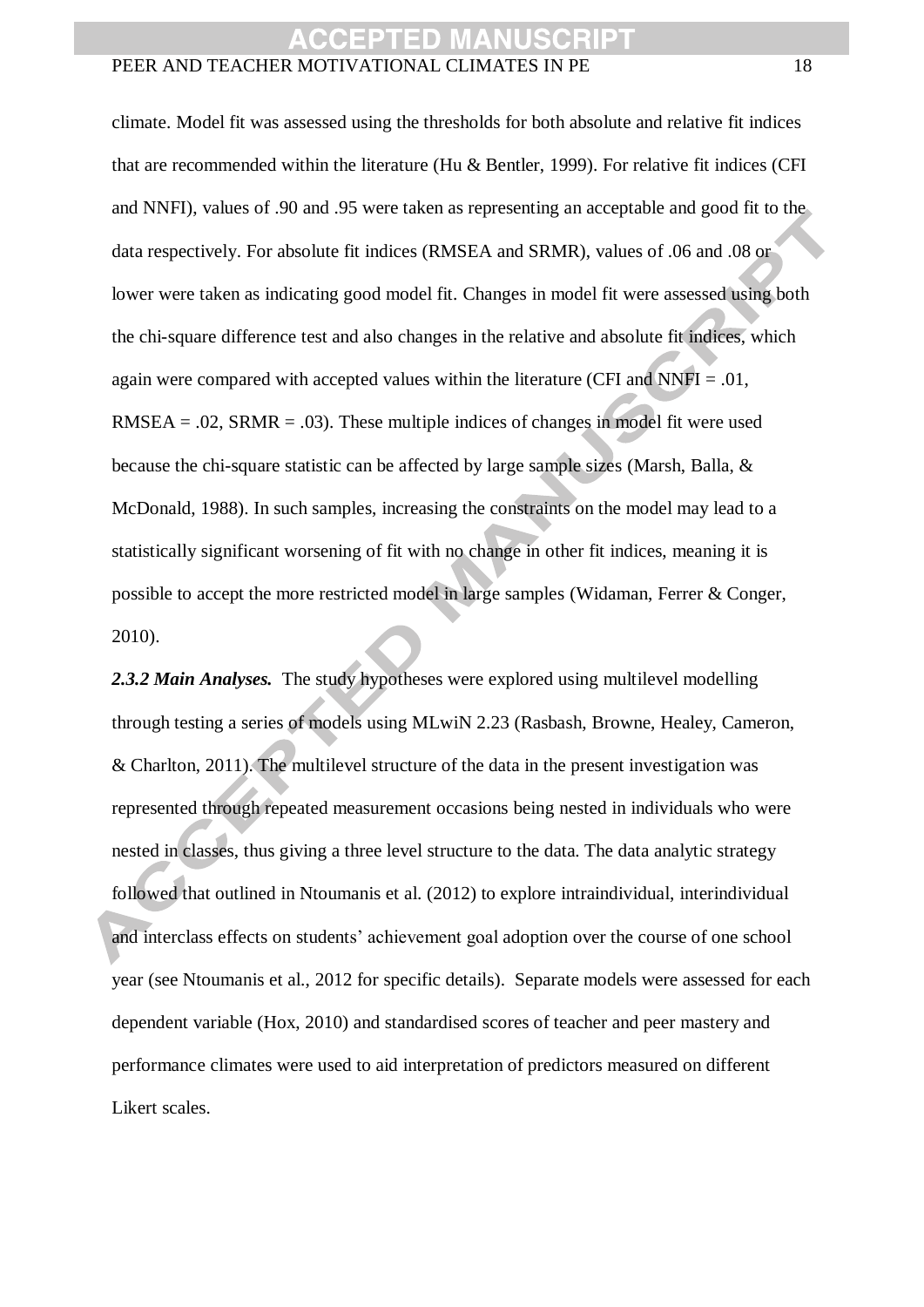climate. Model fit was assessed using the thresholds for both absolute and relative fit indices that are recommended within the literature (Hu & Bentler, 1999). For relative fit indices (CFI and NNFI), values of .90 and .95 were taken as representing an acceptable and good fit to the data respectively. For absolute fit indices (RMSEA and SRMR), values of .06 and .08 or lower were taken as indicating good model fit. Changes in model fit were assessed using both the chi-square difference test and also changes in the relative and absolute fit indices, which again were compared with accepted values within the literature (CFI and NNFI = .01, RMSEA = .02, SRMR = .03). These multiple indices of changes in model fit were used because the chi-square statistic can be affected by large sample sizes (Marsh, Balla, & McDonald, 1988). In such samples, increasing the constraints on the model may lead to a statistically significant worsening of fit with no change in other fit indices, meaning it is possible to accept the more restricted model in large samples (Widaman, Ferrer & Conger, 2010).

***2.3.2 Main Analyses.*** The study hypotheses were explored using multilevel modelling through testing a series of models using MLwiN 2.23 (Rasbash, Browne, Healey, Cameron, & Charlton, 2011). The multilevel structure of the data in the present investigation was represented through repeated measurement occasions being nested in individuals who were nested in classes, thus giving a three level structure to the data. The data analytic strategy followed that outlined in Ntoumanis et al. (2012) to explore intraindividual, interindividual and interclass effects on students' achievement goal adoption over the course of one school year (see Ntoumanis et al., 2012 for specific details). Separate models were assessed for each dependent variable (Hox, 2010) and standardised scores of teacher and peer mastery and performance climates were used to aid interpretation of predictors measured on different Likert scales.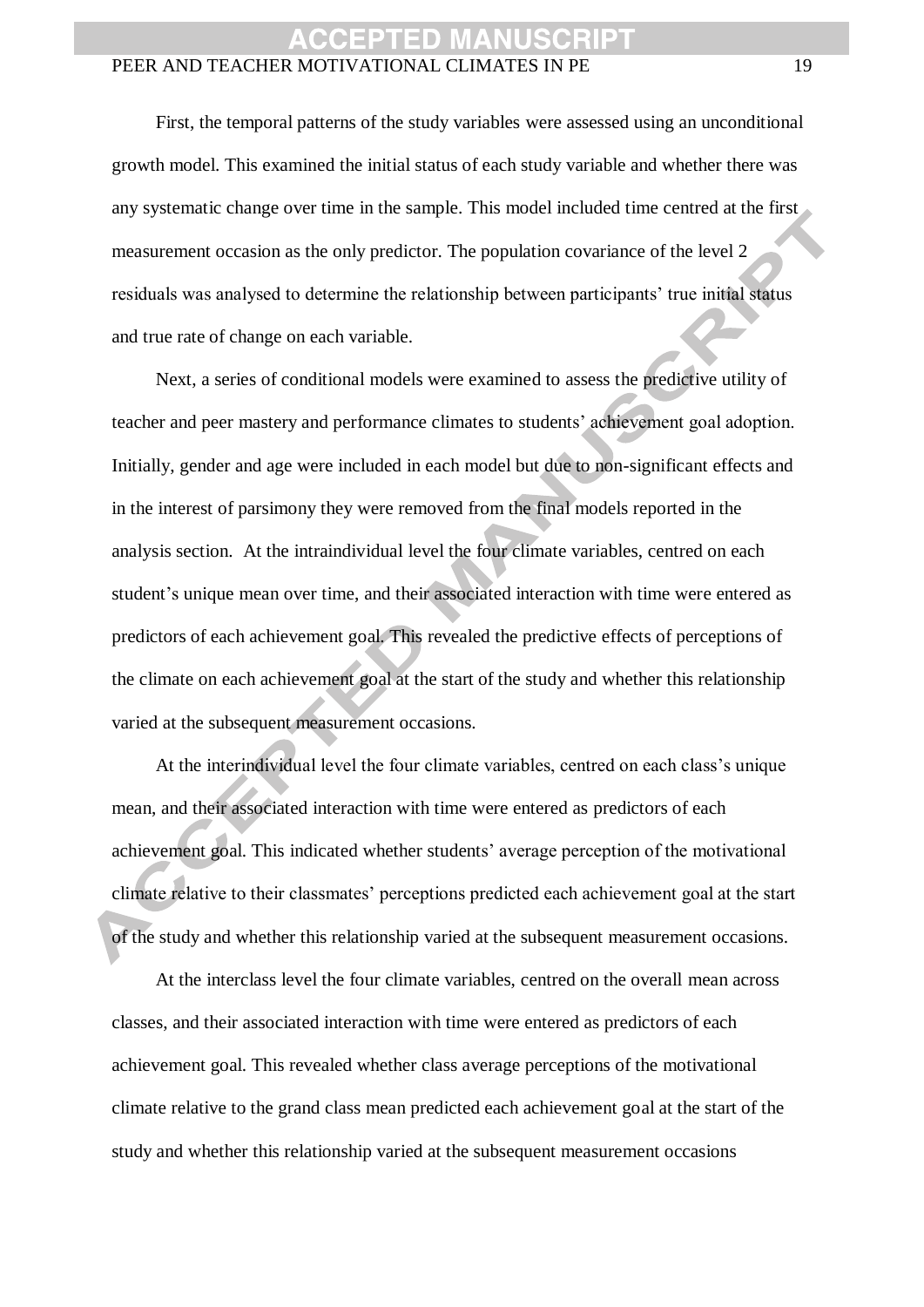First, the temporal patterns of the study variables were assessed using an unconditional growth model. This examined the initial status of each study variable and whether there was any systematic change over time in the sample. This model included time centred at the first measurement occasion as the only predictor. The population covariance of the level 2 residuals was analysed to determine the relationship between participants' true initial status and true rate of change on each variable.

Next, a series of conditional models were examined to assess the predictive utility of teacher and peer mastery and performance climates to students' achievement goal adoption. Initially, gender and age were included in each model but due to non-significant effects and in the interest of parsimony they were removed from the final models reported in the analysis section. At the intraindividual level the four climate variables, centred on each student's unique mean over time, and their associated interaction with time were entered as predictors of each achievement goal. This revealed the predictive effects of perceptions of the climate on each achievement goal at the start of the study and whether this relationship varied at the subsequent measurement occasions.

At the interindividual level the four climate variables, centred on each class's unique mean, and their associated interaction with time were entered as predictors of each achievement goal. This indicated whether students' average perception of the motivational climate relative to their classmates' perceptions predicted each achievement goal at the start of the study and whether this relationship varied at the subsequent measurement occasions.

At the interclass level the four climate variables, centred on the overall mean across classes, and their associated interaction with time were entered as predictors of each achievement goal. This revealed whether class average perceptions of the motivational climate relative to the grand class mean predicted each achievement goal at the start of the study and whether this relationship varied at the subsequent measurement occasions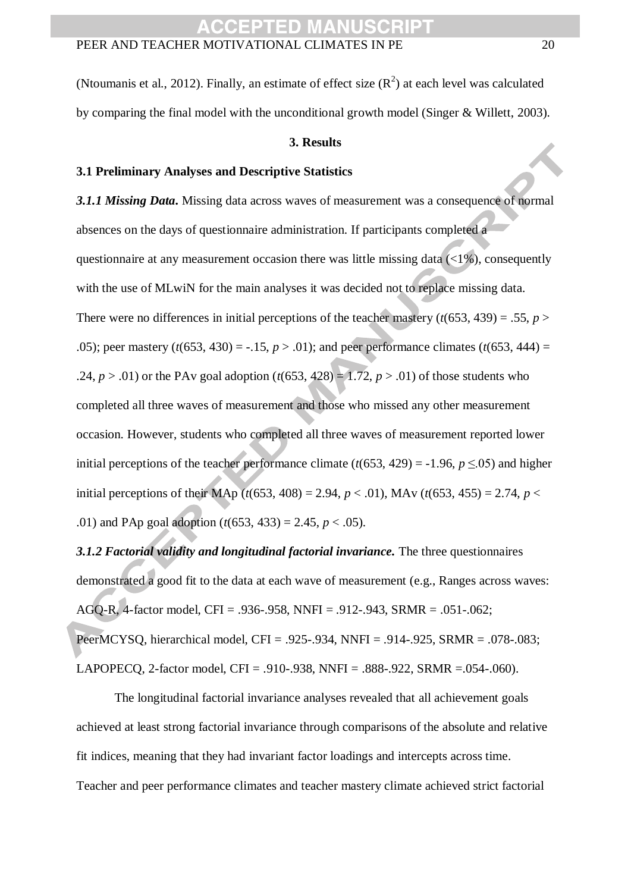(Ntoumanis et al., 2012). Finally, an estimate of effect size ($R^2$) at each level was calculated by comparing the final model with the unconditional growth model (Singer & Willett, 2003).

## 3. Results

### 3.1 Preliminary Analyses and Descriptive Statistics

***3.1.1 Missing Data.*** Missing data across waves of measurement was a consequence of normal absences on the days of questionnaire administration. If participants completed a questionnaire at any measurement occasion there was little missing data (<1%), consequently with the use of MLwiN for the main analyses it was decided not to replace missing data. There were no differences in initial perceptions of the teacher mastery ($t(653, 439) = .55$, $p > .05$); peer mastery ($t(653, 430) = -.15$, $p > .01$); and peer performance climates ($t(653, 444) = .24$, $p > .01$) or the PAv goal adoption ($t(653, 428) = 1.72$, $p > .01$) of those students who completed all three waves of measurement and those who missed any other measurement occasion. However, students who completed all three waves of measurement reported lower initial perceptions of the teacher performance climate ($t(653, 429) = -1.96$, $p \leq .05$) and higher initial perceptions of their MAp ($t(653, 408) = 2.94$, $p < .01$), MAv ($t(653, 455) = 2.74$, $p < .01$) and PAp goal adoption ($t(653, 433) = 2.45$, $p < .05$).

***3.1.2 Factorial validity and longitudinal factorial invariance.*** The three questionnaires demonstrated a good fit to the data at each wave of measurement (e.g., Ranges across waves: AGQ-R, 4-factor model, CFI = .936-.958, NNFI = .912-.943, SRMR = .051-.062; PeerMCYSQ, hierarchical model, CFI = .925-.934, NNFI = .914-.925, SRMR = .078-.083; LAPOPECQ, 2-factor model, CFI = .910-.938, NNFI = .888-.922, SRMR =.054-.060).

The longitudinal factorial invariance analyses revealed that all achievement goals achieved at least strong factorial invariance through comparisons of the absolute and relative fit indices, meaning that they had invariant factor loadings and intercepts across time. Teacher and peer performance climates and teacher mastery climate achieved strict factorial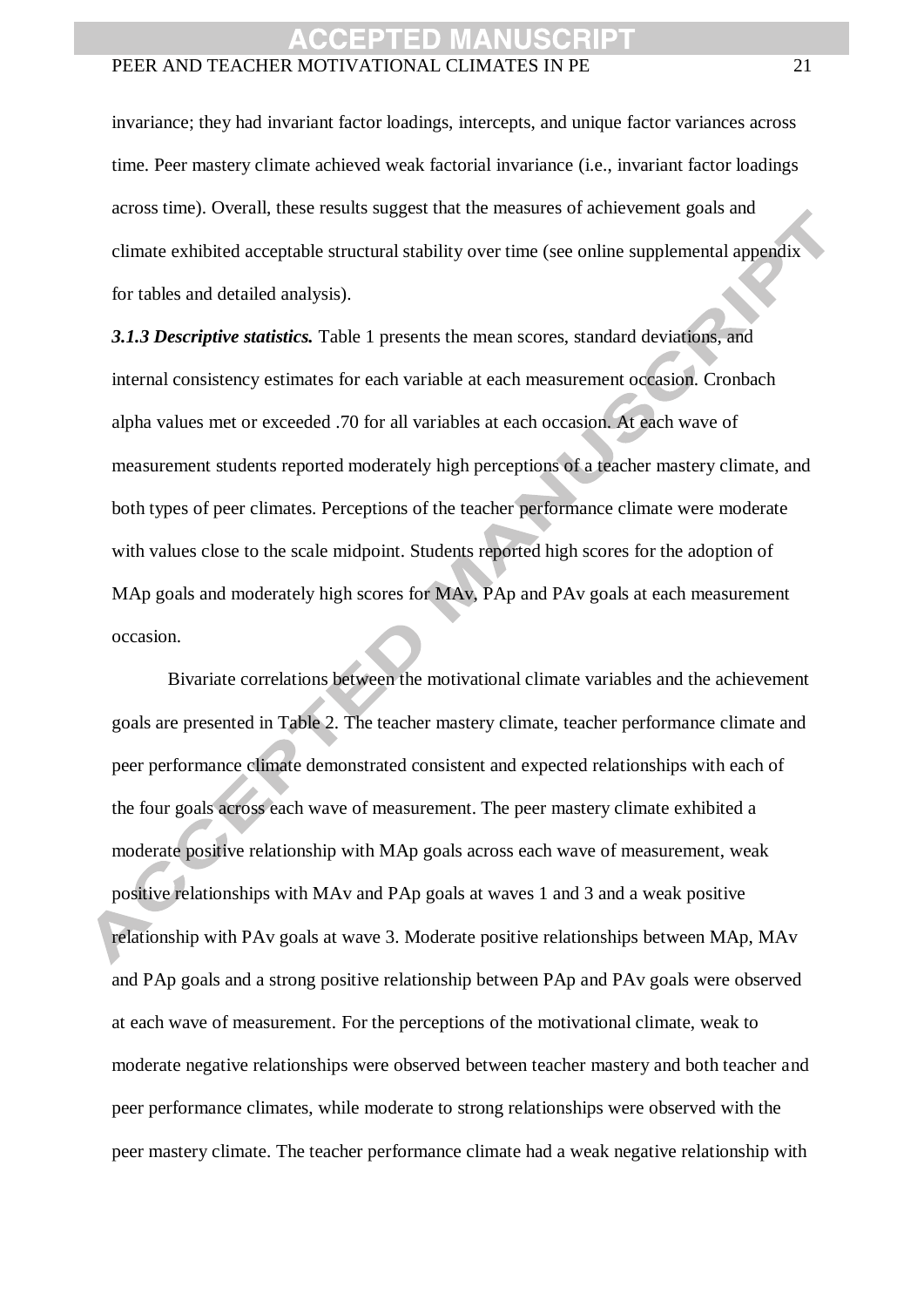invariance; they had invariant factor loadings, intercepts, and unique factor variances across time. Peer mastery climate achieved weak factorial invariance (i.e., invariant factor loadings across time). Overall, these results suggest that the measures of achievement goals and climate exhibited acceptable structural stability over time (see online supplemental appendix for tables and detailed analysis).

***3.1.3 Descriptive statistics.*** Table 1 presents the mean scores, standard deviations, and internal consistency estimates for each variable at each measurement occasion. Cronbach alpha values met or exceeded .70 for all variables at each occasion. At each wave of measurement students reported moderately high perceptions of a teacher mastery climate, and both types of peer climates. Perceptions of the teacher performance climate were moderate with values close to the scale midpoint. Students reported high scores for the adoption of MAp goals and moderately high scores for MAv, PAp and PAv goals at each measurement occasion.

Bivariate correlations between the motivational climate variables and the achievement goals are presented in Table 2. The teacher mastery climate, teacher performance climate and peer performance climate demonstrated consistent and expected relationships with each of the four goals across each wave of measurement. The peer mastery climate exhibited a moderate positive relationship with MAp goals across each wave of measurement, weak positive relationships with MAv and PAp goals at waves 1 and 3 and a weak positive relationship with PAv goals at wave 3. Moderate positive relationships between MAp, MAv and PAp goals and a strong positive relationship between PAp and PAv goals were observed at each wave of measurement. For the perceptions of the motivational climate, weak to moderate negative relationships were observed between teacher mastery and both teacher and peer performance climates, while moderate to strong relationships were observed with the peer mastery climate. The teacher performance climate had a weak negative relationship with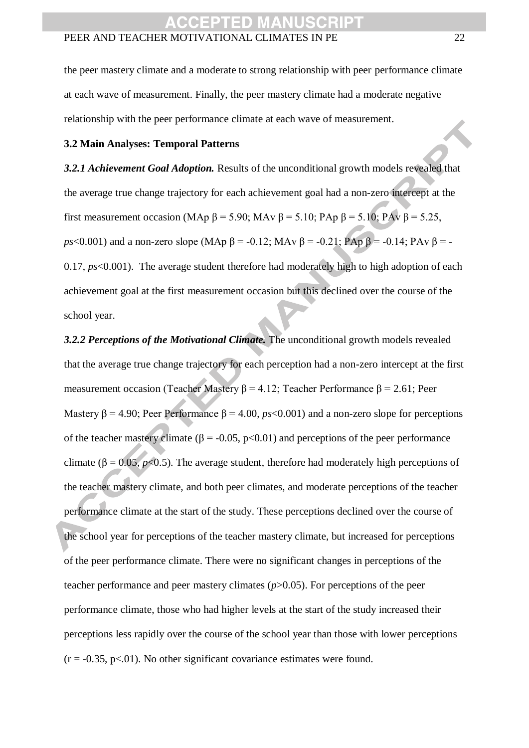the peer mastery climate and a moderate to strong relationship with peer performance climate at each wave of measurement. Finally, the peer mastery climate had a moderate negative relationship with the peer performance climate at each wave of measurement.

### 3.2 Main Analyses: Temporal Patterns

***3.2.1 Achievement Goal Adoption.*** Results of the unconditional growth models revealed that the average true change trajectory for each achievement goal had a non-zero intercept at the first measurement occasion (MAp $\beta = 5.90$; MAv $\beta = 5.10$; PAp $\beta = 5.10$; PAv $\beta = 5.25$, $ps<0.001$) and a non-zero slope (MAp $\beta = -0.12$; MAv $\beta = -0.21$; PAp $\beta = -0.14$; PAv $\beta = -0.17$, $ps<0.001$). The average student therefore had moderately high to high adoption of each achievement goal at the first measurement occasion but this declined over the course of the school year.

***3.2.2 Perceptions of the Motivational Climate.*** The unconditional growth models revealed that the average true change trajectory for each perception had a non-zero intercept at the first measurement occasion (Teacher Mastery $\beta = 4.12$; Teacher Performance $\beta = 2.61$; Peer Mastery $\beta = 4.90$; Peer Performance $\beta = 4.00$, $ps<0.001$) and a non-zero slope for perceptions of the teacher mastery climate ($\beta = -0.05$, $p<0.01$) and perceptions of the peer performance climate ($\beta = 0.05$, $p<0.5$). The average student, therefore had moderately high perceptions of the teacher mastery climate, and both peer climates, and moderate perceptions of the teacher performance climate at the start of the study. These perceptions declined over the course of the school year for perceptions of the teacher mastery climate, but increased for perceptions of the peer performance climate. There were no significant changes in perceptions of the teacher performance and peer mastery climates ($p>0.05$). For perceptions of the peer performance climate, those who had higher levels at the start of the study increased their perceptions less rapidly over the course of the school year than those with lower perceptions ($r = -0.35$, $p<.01$). No other significant covariance estimates were found.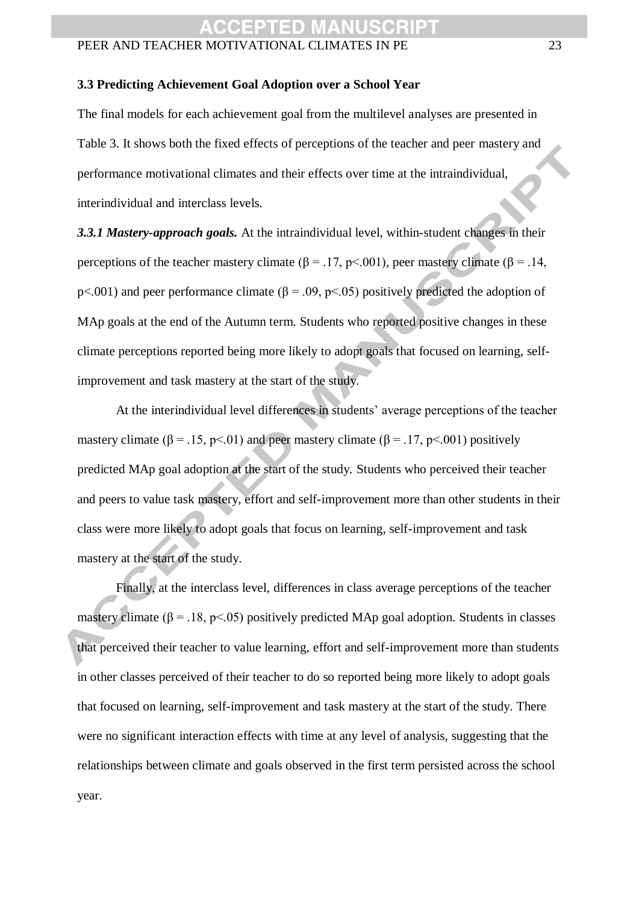### 3.3 Predicting Achievement Goal Adoption over a School Year

The final models for each achievement goal from the multilevel analyses are presented in Table 3. It shows both the fixed effects of perceptions of the teacher and peer mastery and performance motivational climates and their effects over time at the intraindividual, interindividual and interclass levels.

***3.3.1 Mastery-approach goals.*** At the intraindividual level, within-student changes in their perceptions of the teacher mastery climate ($\beta = .17$, $p<.001$), peer mastery climate ($\beta = .14$, $p<.001$) and peer performance climate ($\beta = .09$, $p<.05$) positively predicted the adoption of MAp goals at the end of the Autumn term. Students who reported positive changes in these climate perceptions reported being more likely to adopt goals that focused on learning, self-improvement and task mastery at the start of the study.

At the interindividual level differences in students' average perceptions of the teacher mastery climate ($\beta = .15$, $p<.01$) and peer mastery climate ($\beta = .17$, $p<.001$) positively predicted MAp goal adoption at the start of the study. Students who perceived their teacher and peers to value task mastery, effort and self-improvement more than other students in their class were more likely to adopt goals that focus on learning, self-improvement and task mastery at the start of the study.

Finally, at the interclass level, differences in class average perceptions of the teacher mastery climate ($\beta = .18$, $p<.05$) positively predicted MAp goal adoption. Students in classes that perceived their teacher to value learning, effort and self-improvement more than students in other classes perceived of their teacher to do so reported being more likely to adopt goals that focused on learning, self-improvement and task mastery at the start of the study. There were no significant interaction effects with time at any level of analysis, suggesting that the relationships between climate and goals observed in the first term persisted across the school year.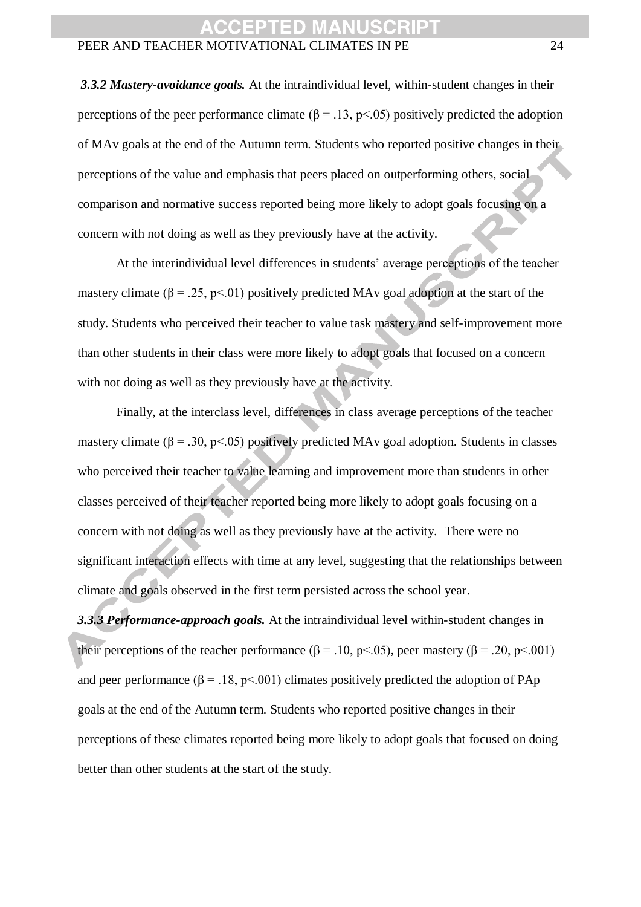***3.3.2 Mastery-avoidance goals.*** At the intraindividual level, within-student changes in their perceptions of the peer performance climate ($\beta = .13$, $p<.05$) positively predicted the adoption of MAv goals at the end of the Autumn term. Students who reported positive changes in their perceptions of the value and emphasis that peers placed on outperforming others, social comparison and normative success reported being more likely to adopt goals focusing on a concern with not doing as well as they previously have at the activity.

At the interindividual level differences in students' average perceptions of the teacher mastery climate ($\beta = .25$, $p<.01$) positively predicted MAv goal adoption at the start of the study. Students who perceived their teacher to value task mastery and self-improvement more than other students in their class were more likely to adopt goals that focused on a concern with not doing as well as they previously have at the activity.

Finally, at the interclass level, differences in class average perceptions of the teacher mastery climate ($\beta = .30$, $p<.05$) positively predicted MAv goal adoption. Students in classes who perceived their teacher to value learning and improvement more than students in other classes perceived of their teacher reported being more likely to adopt goals focusing on a concern with not doing as well as they previously have at the activity. There were no significant interaction effects with time at any level, suggesting that the relationships between climate and goals observed in the first term persisted across the school year.

***3.3.3 Performance-approach goals.*** At the intraindividual level within-student changes in their perceptions of the teacher performance ($\beta = .10$, $p<.05$), peer mastery ($\beta = .20$, $p<.001$) and peer performance ($\beta = .18$, $p<.001$) climates positively predicted the adoption of PAp goals at the end of the Autumn term. Students who reported positive changes in their perceptions of these climates reported being more likely to adopt goals that focused on doing better than other students at the start of the study.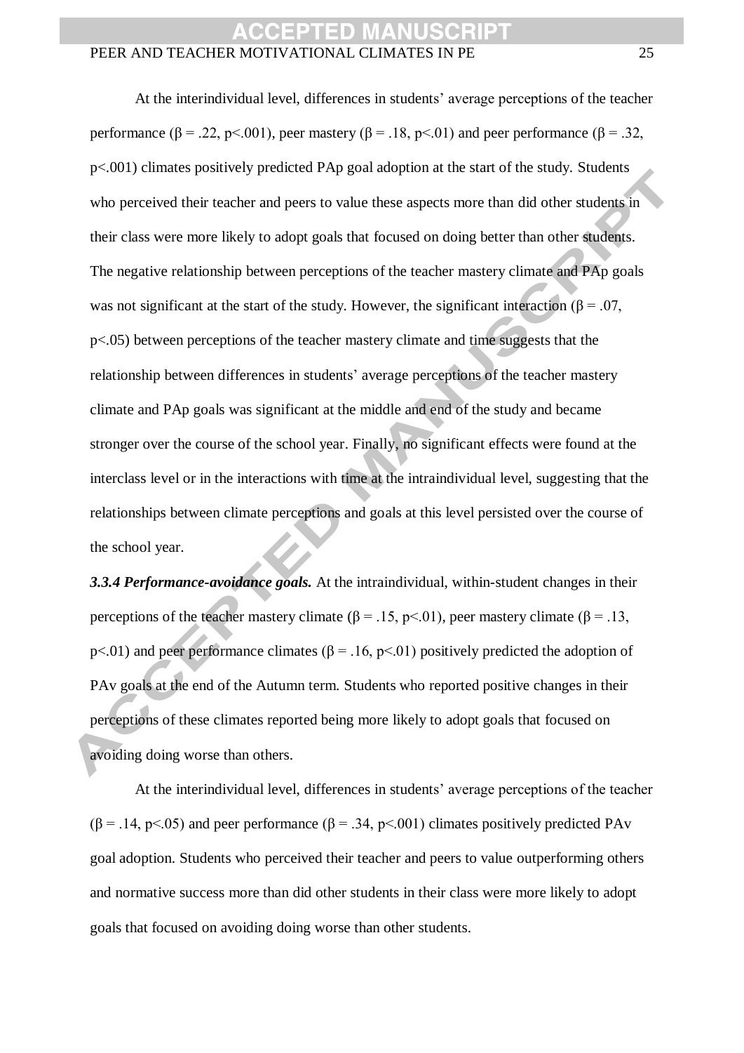At the interindividual level, differences in students' average perceptions of the teacher performance ($\beta = .22$, $p<.001$), peer mastery ($\beta = .18$, $p<.01$) and peer performance ($\beta = .32$, $p<.001$) climates positively predicted PAp goal adoption at the start of the study. Students who perceived their teacher and peers to value these aspects more than did other students in their class were more likely to adopt goals that focused on doing better than other students. The negative relationship between perceptions of the teacher mastery climate and PAp goals was not significant at the start of the study. However, the significant interaction ($\beta = .07$, $p<.05$) between perceptions of the teacher mastery climate and time suggests that the relationship between differences in students' average perceptions of the teacher mastery climate and PAp goals was significant at the middle and end of the study and became stronger over the course of the school year. Finally, no significant effects were found at the interclass level or in the interactions with time at the intraindividual level, suggesting that the relationships between climate perceptions and goals at this level persisted over the course of the school year.

***3.3.4 Performance-avoidance goals.*** At the intraindividual, within-student changes in their perceptions of the teacher mastery climate ($\beta = .15$, $p<.01$), peer mastery climate ($\beta = .13$, $p<.01$) and peer performance climates ($\beta = .16$, $p<.01$) positively predicted the adoption of PAv goals at the end of the Autumn term. Students who reported positive changes in their perceptions of these climates reported being more likely to adopt goals that focused on avoiding doing worse than others.

At the interindividual level, differences in students' average perceptions of the teacher ($\beta = .14$, $p<.05$) and peer performance ($\beta = .34$, $p<.001$) climates positively predicted PAv goal adoption. Students who perceived their teacher and peers to value outperforming others and normative success more than did other students in their class were more likely to adopt goals that focused on avoiding doing worse than other students.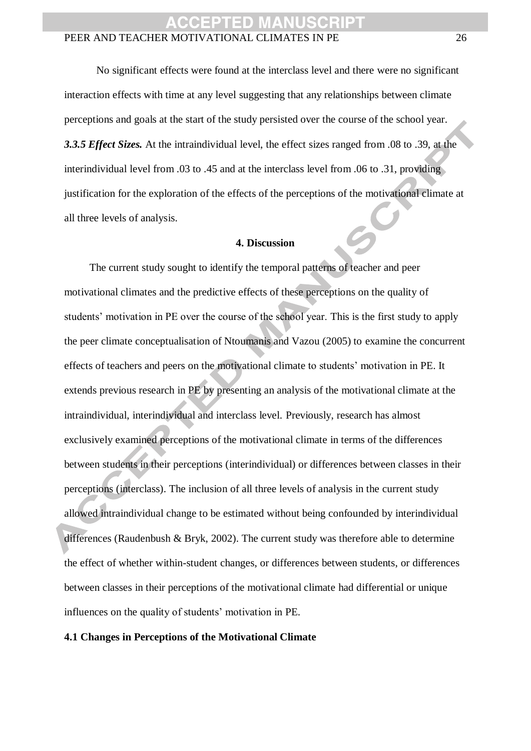No significant effects were found at the interclass level and there were no significant interaction effects with time at any level suggesting that any relationships between climate perceptions and goals at the start of the study persisted over the course of the school year.

***3.3.5 Effect Sizes.*** At the intraindividual level, the effect sizes ranged from .08 to .39, at the interindividual level from .03 to .45 and at the interclass level from .06 to .31, providing justification for the exploration of the effects of the perceptions of the motivational climate at all three levels of analysis.

## 4. Discussion

The current study sought to identify the temporal patterns of teacher and peer motivational climates and the predictive effects of these perceptions on the quality of students' motivation in PE over the course of the school year. This is the first study to apply the peer climate conceptualisation of Ntoumanis and Vazou (2005) to examine the concurrent effects of teachers and peers on the motivational climate to students' motivation in PE. It extends previous research in PE by presenting an analysis of the motivational climate at the intraindividual, interindividual and interclass level. Previously, research has almost exclusively examined perceptions of the motivational climate in terms of the differences between students in their perceptions (interindividual) or differences between classes in their perceptions (interclass). The inclusion of all three levels of analysis in the current study allowed intraindividual change to be estimated without being confounded by interindividual differences (Raudenbush & Bryk, 2002). The current study was therefore able to determine the effect of whether within-student changes, or differences between students, or differences between classes in their perceptions of the motivational climate had differential or unique influences on the quality of students' motivation in PE.

### 4.1 Changes in Perceptions of the Motivational Climate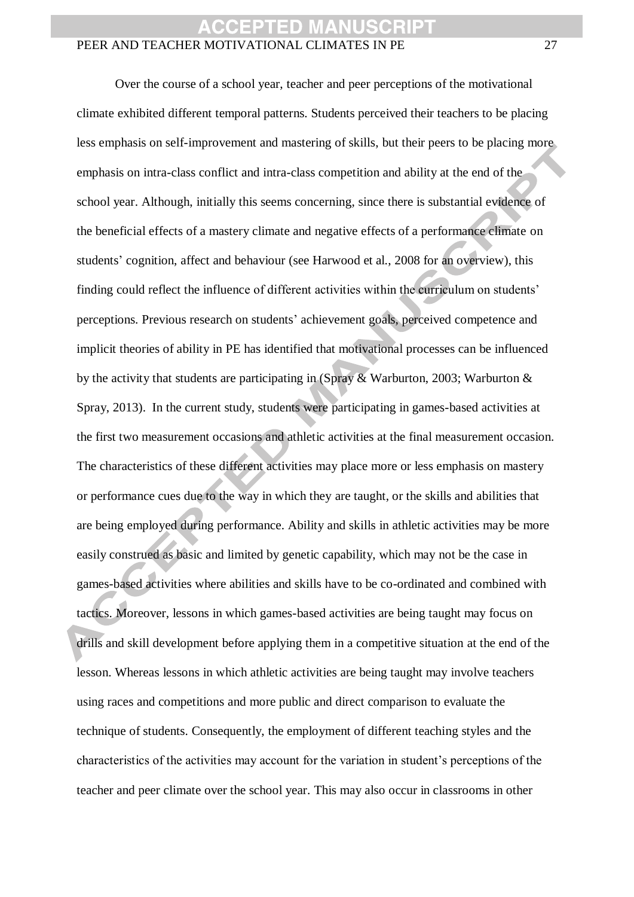Over the course of a school year, teacher and peer perceptions of the motivational climate exhibited different temporal patterns. Students perceived their teachers to be placing less emphasis on self-improvement and mastering of skills, but their peers to be placing more emphasis on intra-class conflict and intra-class competition and ability at the end of the school year. Although, initially this seems concerning, since there is substantial evidence of the beneficial effects of a mastery climate and negative effects of a performance climate on students' cognition, affect and behaviour (see Harwood et al., 2008 for an overview), this finding could reflect the influence of different activities within the curriculum on students' perceptions. Previous research on students' achievement goals, perceived competence and implicit theories of ability in PE has identified that motivational processes can be influenced by the activity that students are participating in (Spray & Warburton, 2003; Warburton & Spray, 2013). In the current study, students were participating in games-based activities at the first two measurement occasions and athletic activities at the final measurement occasion. The characteristics of these different activities may place more or less emphasis on mastery or performance cues due to the way in which they are taught, or the skills and abilities that are being employed during performance. Ability and skills in athletic activities may be more easily construed as basic and limited by genetic capability, which may not be the case in games-based activities where abilities and skills have to be co-ordinated and combined with tactics. Moreover, lessons in which games-based activities are being taught may focus on drills and skill development before applying them in a competitive situation at the end of the lesson. Whereas lessons in which athletic activities are being taught may involve teachers using races and competitions and more public and direct comparison to evaluate the technique of students. Consequently, the employment of different teaching styles and the characteristics of the activities may account for the variation in student's perceptions of the teacher and peer climate over the school year. This may also occur in classrooms in other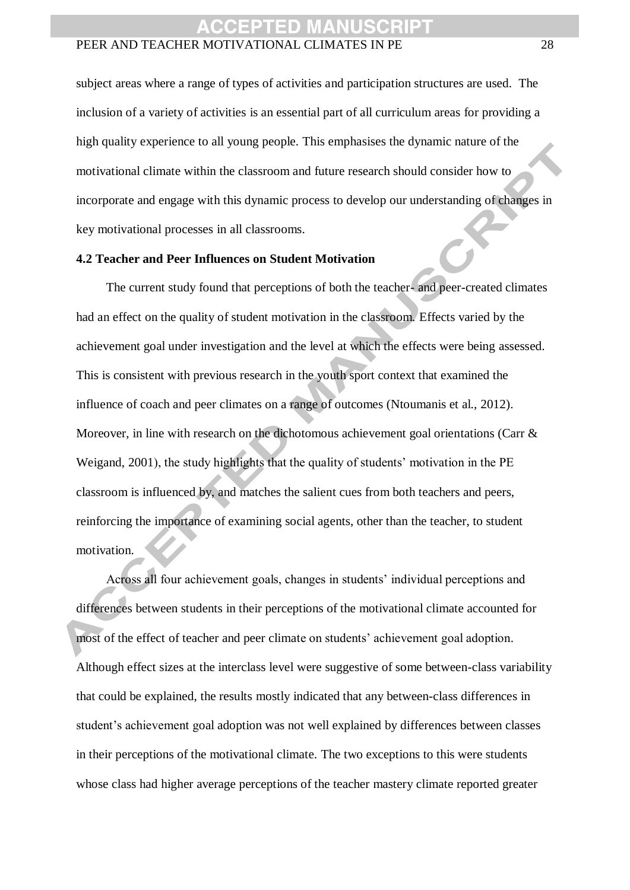subject areas where a range of types of activities and participation structures are used. The inclusion of a variety of activities is an essential part of all curriculum areas for providing a high quality experience to all young people. This emphasises the dynamic nature of the motivational climate within the classroom and future research should consider how to incorporate and engage with this dynamic process to develop our understanding of changes in key motivational processes in all classrooms.

### 4.2 Teacher and Peer Influences on Student Motivation

The current study found that perceptions of both the teacher- and peer-created climates had an effect on the quality of student motivation in the classroom. Effects varied by the achievement goal under investigation and the level at which the effects were being assessed. This is consistent with previous research in the youth sport context that examined the influence of coach and peer climates on a range of outcomes (Ntoumanis et al., 2012). Moreover, in line with research on the dichotomous achievement goal orientations (Carr & Weigand, 2001), the study highlights that the quality of students' motivation in the PE classroom is influenced by, and matches the salient cues from both teachers and peers, reinforcing the importance of examining social agents, other than the teacher, to student motivation.

Across all four achievement goals, changes in students' individual perceptions and differences between students in their perceptions of the motivational climate accounted for most of the effect of teacher and peer climate on students' achievement goal adoption. Although effect sizes at the interclass level were suggestive of some between-class variability that could be explained, the results mostly indicated that any between-class differences in student's achievement goal adoption was not well explained by differences between classes in their perceptions of the motivational climate. The two exceptions to this were students whose class had higher average perceptions of the teacher mastery climate reported greater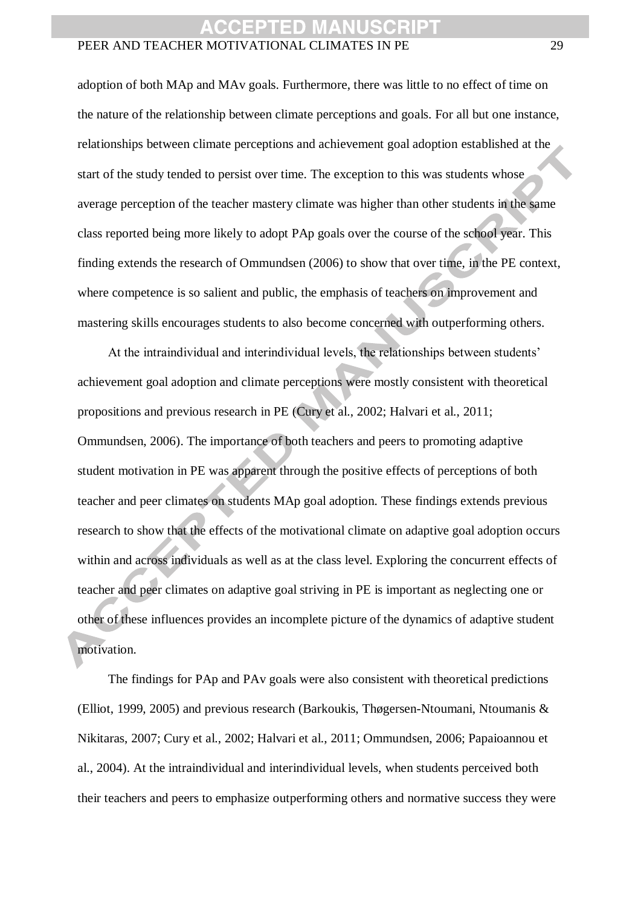adoption of both MAp and MAv goals. Furthermore, there was little to no effect of time on the nature of the relationship between climate perceptions and goals. For all but one instance, relationships between climate perceptions and achievement goal adoption established at the start of the study tended to persist over time. The exception to this was students whose average perception of the teacher mastery climate was higher than other students in the same class reported being more likely to adopt PAp goals over the course of the school year. This finding extends the research of Ommundsen (2006) to show that over time, in the PE context, where competence is so salient and public, the emphasis of teachers on improvement and mastering skills encourages students to also become concerned with outperforming others.

At the intraindividual and interindividual levels, the relationships between students' achievement goal adoption and climate perceptions were mostly consistent with theoretical propositions and previous research in PE (Cury et al., 2002; Halvari et al., 2011; Ommundsen, 2006). The importance of both teachers and peers to promoting adaptive student motivation in PE was apparent through the positive effects of perceptions of both teacher and peer climates on students MAp goal adoption. These findings extends previous research to show that the effects of the motivational climate on adaptive goal adoption occurs within and across individuals as well as at the class level. Exploring the concurrent effects of teacher and peer climates on adaptive goal striving in PE is important as neglecting one or other of these influences provides an incomplete picture of the dynamics of adaptive student motivation.

The findings for PAp and PAv goals were also consistent with theoretical predictions (Elliot, 1999, 2005) and previous research (Barkoukis, Thøgersen-Ntoumani, Ntoumanis & Nikitaras, 2007; Cury et al., 2002; Halvari et al., 2011; Ommundsen, 2006; Papaioannou et al., 2004). At the intraindividual and interindividual levels, when students perceived both their teachers and peers to emphasize outperforming others and normative success they were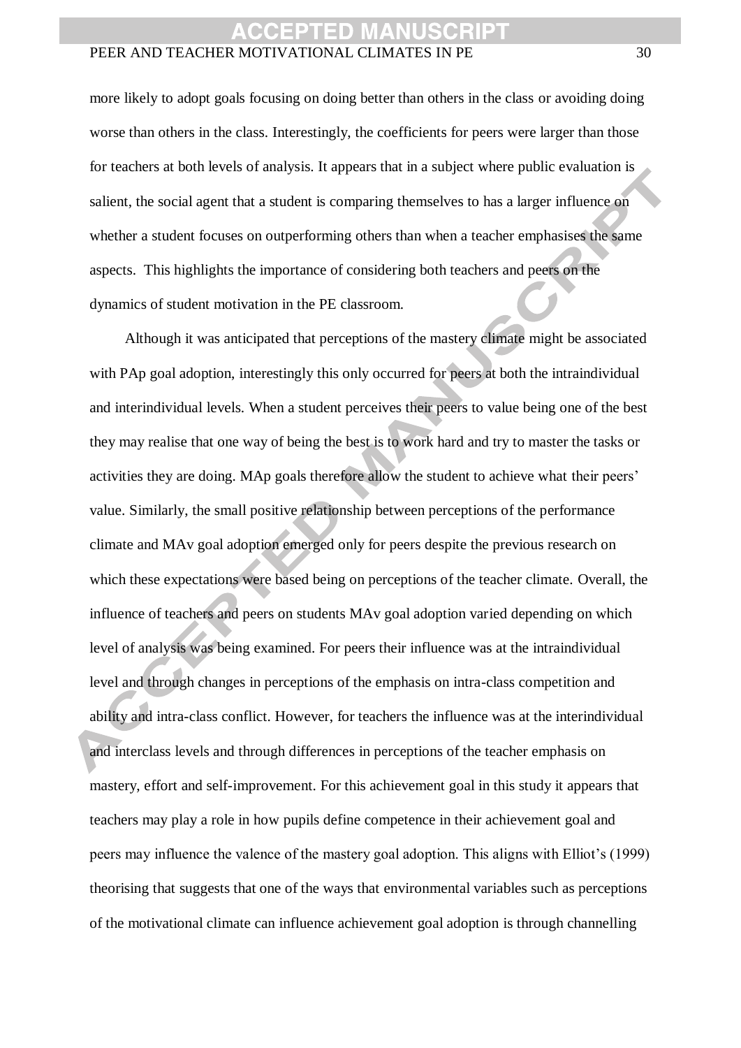more likely to adopt goals focusing on doing better than others in the class or avoiding doing worse than others in the class. Interestingly, the coefficients for peers were larger than those for teachers at both levels of analysis. It appears that in a subject where public evaluation is salient, the social agent that a student is comparing themselves to has a larger influence on whether a student focuses on outperforming others than when a teacher emphasises the same aspects. This highlights the importance of considering both teachers and peers on the dynamics of student motivation in the PE classroom.

Although it was anticipated that perceptions of the mastery climate might be associated with PAp goal adoption, interestingly this only occurred for peers at both the intraindividual and interindividual levels. When a student perceives their peers to value being one of the best they may realise that one way of being the best is to work hard and try to master the tasks or activities they are doing. MAp goals therefore allow the student to achieve what their peers' value. Similarly, the small positive relationship between perceptions of the performance climate and MAv goal adoption emerged only for peers despite the previous research on which these expectations were based being on perceptions of the teacher climate. Overall, the influence of teachers and peers on students MAv goal adoption varied depending on which level of analysis was being examined. For peers their influence was at the intraindividual level and through changes in perceptions of the emphasis on intra-class competition and ability and intra-class conflict. However, for teachers the influence was at the interindividual and interclass levels and through differences in perceptions of the teacher emphasis on mastery, effort and self-improvement. For this achievement goal in this study it appears that teachers may play a role in how pupils define competence in their achievement goal and peers may influence the valence of the mastery goal adoption. This aligns with Elliot's (1999) theorising that suggests that one of the ways that environmental variables such as perceptions of the motivational climate can influence achievement goal adoption is through channelling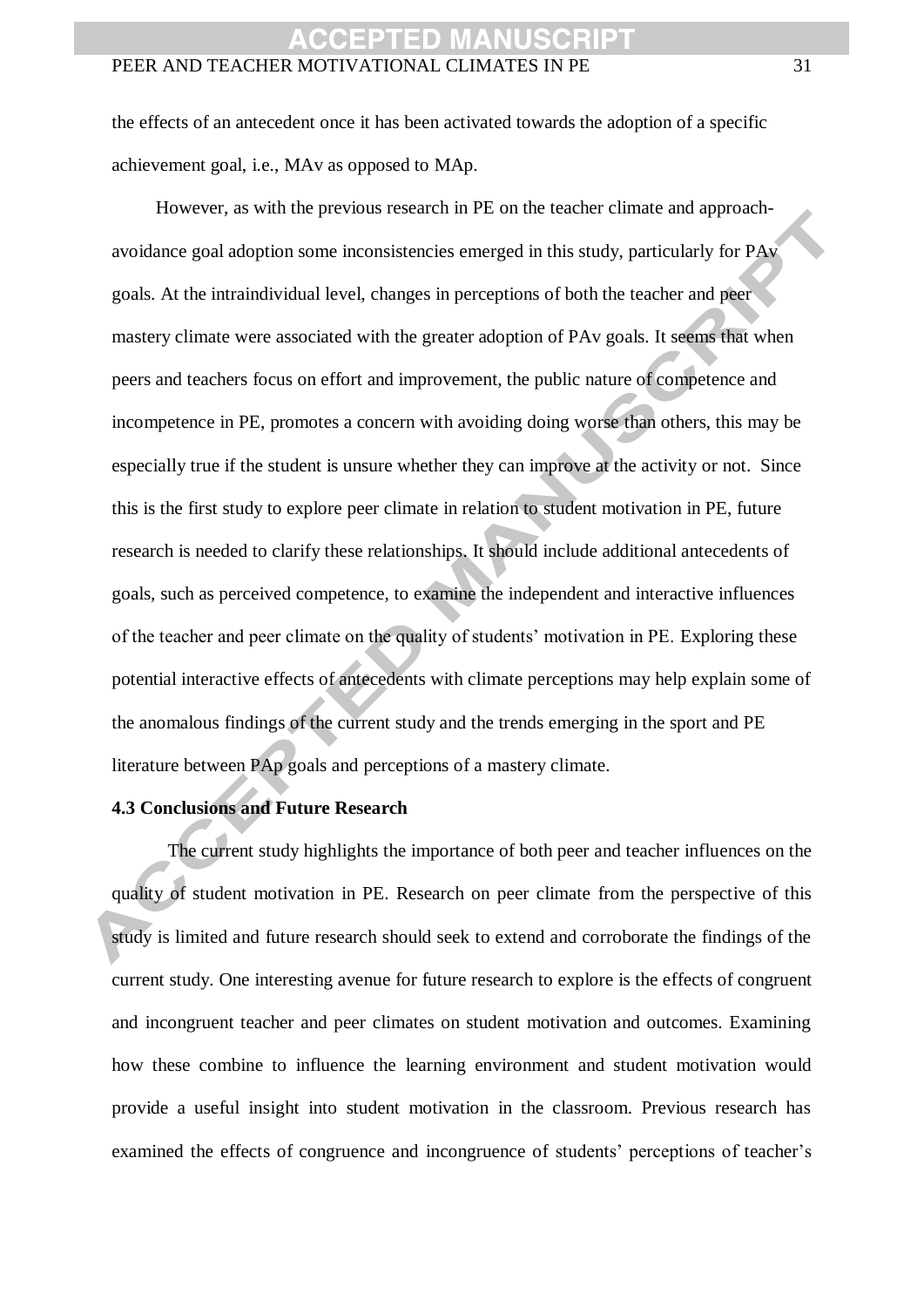the effects of an antecedent once it has been activated towards the adoption of a specific achievement goal, i.e., MAv as opposed to MAp.

However, as with the previous research in PE on the teacher climate and approach-avoidance goal adoption some inconsistencies emerged in this study, particularly for PAv goals. At the intraindividual level, changes in perceptions of both the teacher and peer mastery climate were associated with the greater adoption of PAv goals. It seems that when peers and teachers focus on effort and improvement, the public nature of competence and incompetence in PE, promotes a concern with avoiding doing worse than others, this may be especially true if the student is unsure whether they can improve at the activity or not. Since this is the first study to explore peer climate in relation to student motivation in PE, future research is needed to clarify these relationships. It should include additional antecedents of goals, such as perceived competence, to examine the independent and interactive influences of the teacher and peer climate on the quality of students' motivation in PE. Exploring these potential interactive effects of antecedents with climate perceptions may help explain some of the anomalous findings of the current study and the trends emerging in the sport and PE literature between PAp goals and perceptions of a mastery climate.

**4.3 Conclusions and Future Research**

The current study highlights the importance of both peer and teacher influences on the quality of student motivation in PE. Research on peer climate from the perspective of this study is limited and future research should seek to extend and corroborate the findings of the current study. One interesting avenue for future research to explore is the effects of congruent and incongruent teacher and peer climates on student motivation and outcomes. Examining how these combine to influence the learning environment and student motivation would provide a useful insight into student motivation in the classroom. Previous research has examined the effects of congruence and incongruence of students' perceptions of teacher's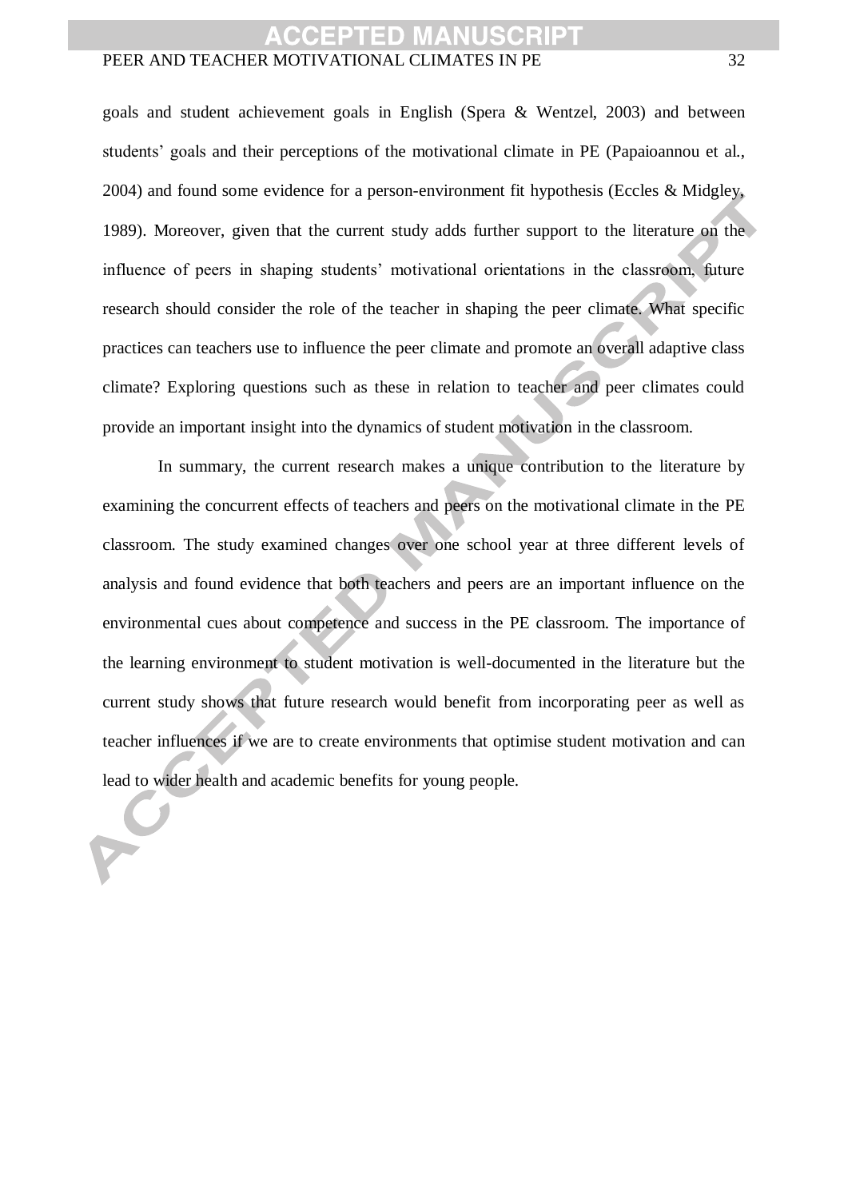goals and student achievement goals in English (Spera & Wentzel, 2003) and between students' goals and their perceptions of the motivational climate in PE (Papaioannou et al., 2004) and found some evidence for a person-environment fit hypothesis (Eccles & Midgley, 1989). Moreover, given that the current study adds further support to the literature on the influence of peers in shaping students' motivational orientations in the classroom, future research should consider the role of the teacher in shaping the peer climate. What specific practices can teachers use to influence the peer climate and promote an overall adaptive class climate? Exploring questions such as these in relation to teacher and peer climates could provide an important insight into the dynamics of student motivation in the classroom.

In summary, the current research makes a unique contribution to the literature by examining the concurrent effects of teachers and peers on the motivational climate in the PE classroom. The study examined changes over one school year at three different levels of analysis and found evidence that both teachers and peers are an important influence on the environmental cues about competence and success in the PE classroom. The importance of the learning environment to student motivation is well-documented in the literature but the current study shows that future research would benefit from incorporating peer as well as teacher influences if we are to create environments that optimise student motivation and can lead to wider health and academic benefits for young people.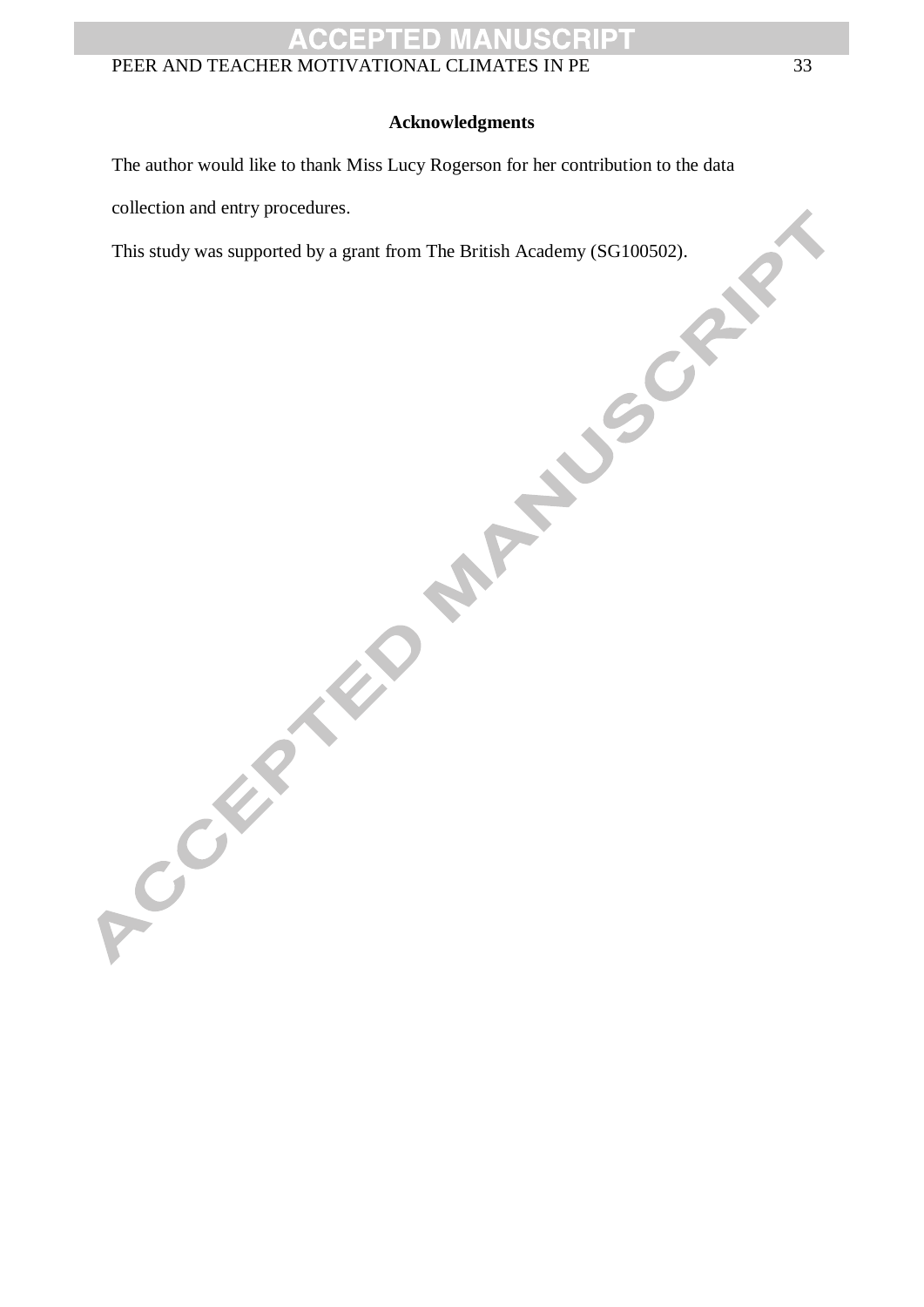## Acknowledgments

The author would like to thank Miss Lucy Rogerson for her contribution to the data collection and entry procedures.

This study was supported by a grant from The British Academy (SG100502).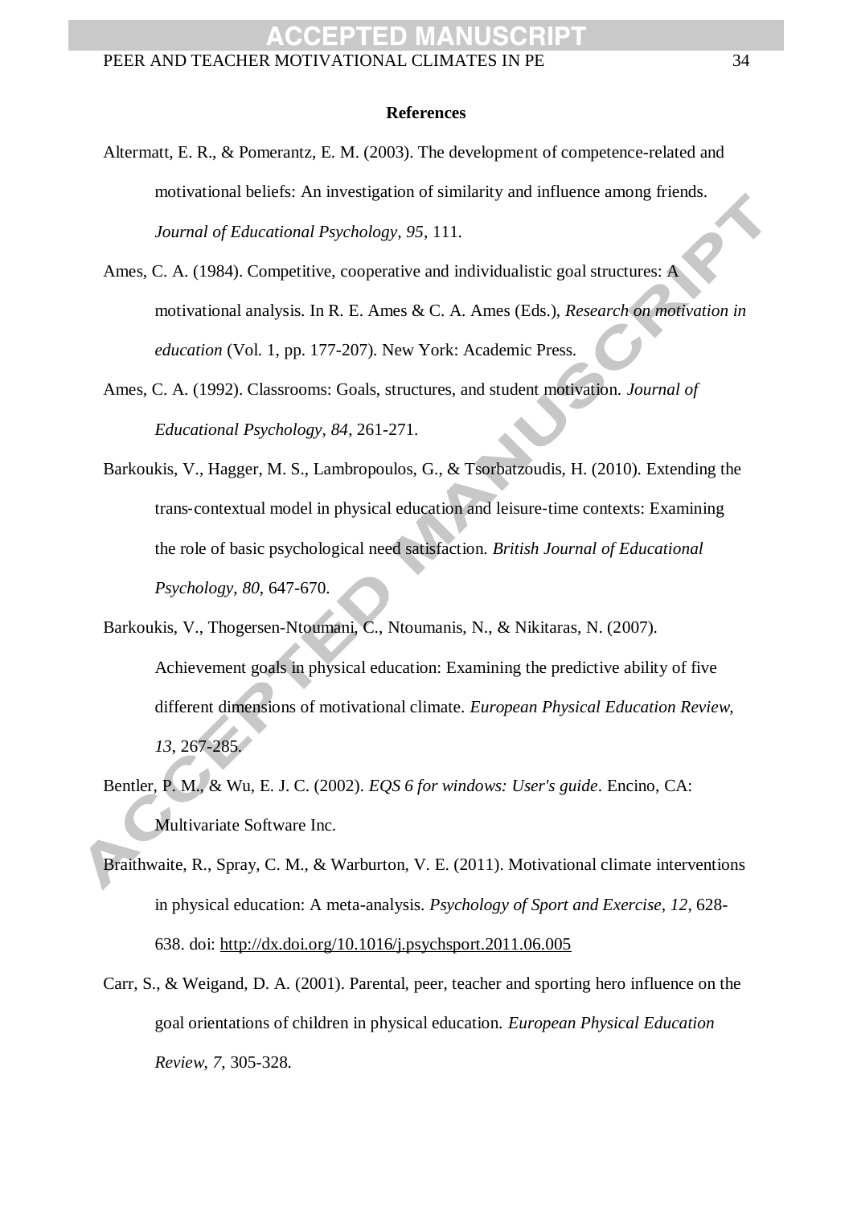## References

Altermatt, E. R., & Pomerantz, E. M. (2003). The development of competence-related and motivational beliefs: An investigation of similarity and influence among friends. *Journal of Educational Psychology, 95*, 111.

Ames, C. A. (1984). Competitive, cooperative and individualistic goal structures: A motivational analysis. In R. E. Ames & C. A. Ames (Eds.), *Research on motivation in education* (Vol. 1, pp. 177-207). New York: Academic Press.

Ames, C. A. (1992). Classrooms: Goals, structures, and student motivation. *Journal of Educational Psychology, 84*, 261-271.

Barkoukis, V., Hagger, M. S., Lambropoulos, G., & Tsorbatzoudis, H. (2010). Extending the trans-contextual model in physical education and leisure-time contexts: Examining the role of basic psychological need satisfaction. *British Journal of Educational Psychology*, *80*, 647-670.

Barkoukis, V., Thogersen-Ntoumani, C., Ntoumanis, N., & Nikitaras, N. (2007). Achievement goals in physical education: Examining the predictive ability of five different dimensions of motivational climate. *European Physical Education Review, 13*, 267-285.

Bentler, P. M., & Wu, E. J. C. (2002). *EQS 6 for windows: User's guide*. Encino, CA: Multivariate Software Inc.

Braithwaite, R., Spray, C. M., & Warburton, V. E. (2011). Motivational climate interventions in physical education: A meta-analysis. *Psychology of Sport and Exercise, 12*, 628-638. doi: http://dx.doi.org/10.1016/j.psychsport.2011.06.005

Carr, S., & Weigand, D. A. (2001). Parental, peer, teacher and sporting hero influence on the goal orientations of children in physical education. *European Physical Education Review, 7*, 305-328.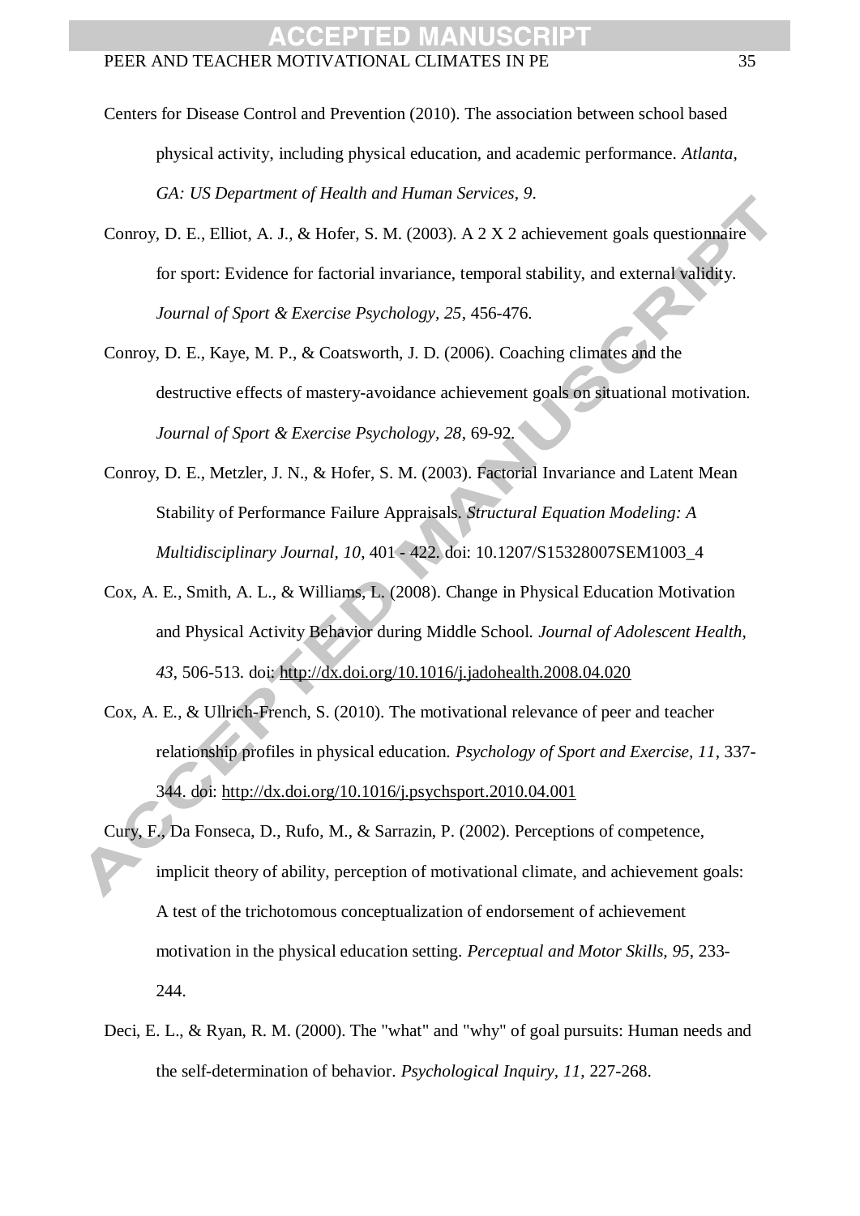Centers for Disease Control and Prevention (2010). The association between school based physical activity, including physical education, and academic performance. *Atlanta, GA: US Department of Health and Human Services*, *9*.

Conroy, D. E., Elliot, A. J., & Hofer, S. M. (2003). A 2 X 2 achievement goals questionnaire for sport: Evidence for factorial invariance, temporal stability, and external validity. *Journal of Sport & Exercise Psychology*, *25*, 456-476.

Conroy, D. E., Kaye, M. P., & Coatsworth, J. D. (2006). Coaching climates and the destructive effects of mastery-avoidance achievement goals on situational motivation. *Journal of Sport & Exercise Psychology*, *28*, 69-92.

Conroy, D. E., Metzler, J. N., & Hofer, S. M. (2003). Factorial Invariance and Latent Mean Stability of Performance Failure Appraisals. *Structural Equation Modeling: A Multidisciplinary Journal, 10*, 401 - 422. doi: 10.1207/S15328007SEM1003_4

Cox, A. E., Smith, A. L., & Williams, L. (2008). Change in Physical Education Motivation and Physical Activity Behavior during Middle School. *Journal of Adolescent Health, 43*, 506-513. doi: http://dx.doi.org/10.1016/j.jadohealth.2008.04.020

Cox, A. E., & Ullrich-French, S. (2010). The motivational relevance of peer and teacher relationship profiles in physical education. *Psychology of Sport and Exercise, 11*, 337-344. doi: http://dx.doi.org/10.1016/j.psychsport.2010.04.001

Cury, F., Da Fonseca, D., Rufo, M., & Sarrazin, P. (2002). Perceptions of competence, implicit theory of ability, perception of motivational climate, and achievement goals: A test of the trichotomous conceptualization of endorsement of achievement motivation in the physical education setting. *Perceptual and Motor Skills, 95*, 233-244.

Deci, E. L., & Ryan, R. M. (2000). The "what" and "why" of goal pursuits: Human needs and the self-determination of behavior. *Psychological Inquiry, 11*, 227-268.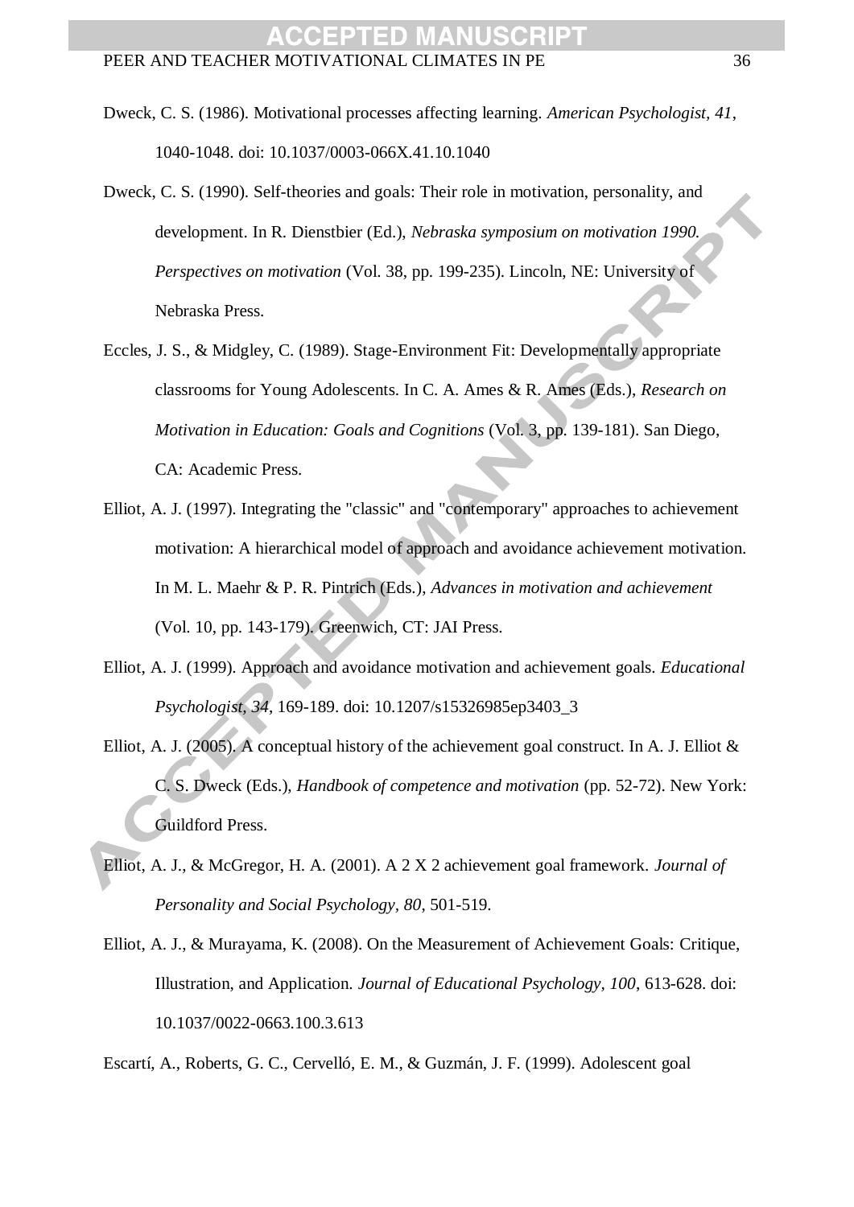Dweck, C. S. (1986). Motivational processes affecting learning. *American Psychologist, 41*, 1040-1048. doi: 10.1037/0003-066X.41.10.1040

Dweck, C. S. (1990). Self-theories and goals: Their role in motivation, personality, and development. In R. Dienstbier (Ed.), *Nebraska symposium on motivation 1990. Perspectives on motivation* (Vol. 38, pp. 199-235). Lincoln, NE: University of Nebraska Press.

Eccles, J. S., & Midgley, C. (1989). Stage-Environment Fit: Developmentally appropriate classrooms for Young Adolescents. In C. A. Ames & R. Ames (Eds.), *Research on Motivation in Education: Goals and Cognitions* (Vol. 3, pp. 139-181). San Diego, CA: Academic Press.

Elliot, A. J. (1997). Integrating the "classic" and "contemporary" approaches to achievement motivation: A hierarchical model of approach and avoidance achievement motivation. In M. L. Maehr & P. R. Pintrich (Eds.), *Advances in motivation and achievement* (Vol. 10, pp. 143-179). Greenwich, CT: JAI Press.

Elliot, A. J. (1999). Approach and avoidance motivation and achievement goals. *Educational Psychologist, 34*, 169-189. doi: 10.1207/s15326985ep3403_3

Elliot, A. J. (2005). A conceptual history of the achievement goal construct. In A. J. Elliot & C. S. Dweck (Eds.), *Handbook of competence and motivation* (pp. 52-72). New York: Guildford Press.

Elliot, A. J., & McGregor, H. A. (2001). A 2 X 2 achievement goal framework. *Journal of Personality and Social Psychology, 80*, 501-519.

Elliot, A. J., & Murayama, K. (2008). On the Measurement of Achievement Goals: Critique, Illustration, and Application. *Journal of Educational Psychology, 100*, 613-628. doi: 10.1037/0022-0663.100.3.613

Escartí, A., Roberts, G. C., Cervelló, E. M., & Guzmán, J. F. (1999). Adolescent goal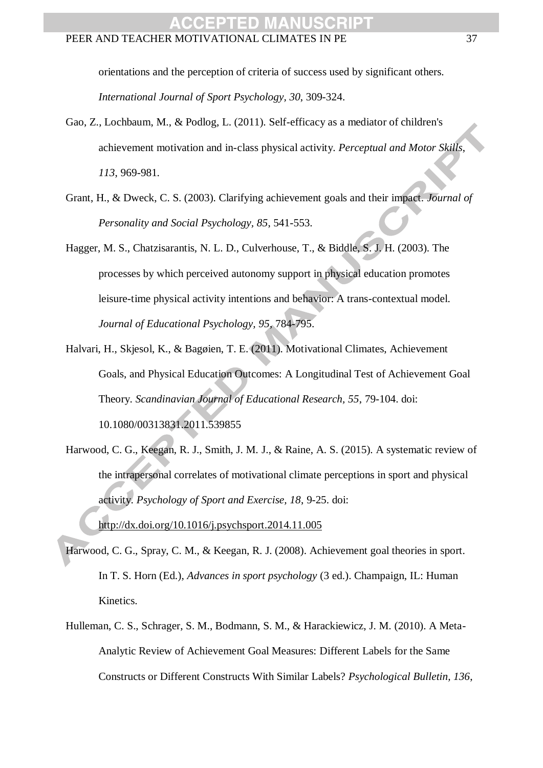orientations and the perception of criteria of success used by significant others. *International Journal of Sport Psychology, 30*, 309-324.

Gao, Z., Lochbaum, M., & Podlog, L. (2011). Self-efficacy as a mediator of children's achievement motivation and in-class physical activity. *Perceptual and Motor Skills, 113*, 969-981.

Grant, H., & Dweck, C. S. (2003). Clarifying achievement goals and their impact. *Journal of Personality and Social Psychology, 85*, 541-553.

Hagger, M. S., Chatzisarantis, N. L. D., Culverhouse, T., & Biddle, S. J. H. (2003). The processes by which perceived autonomy support in physical education promotes leisure-time physical activity intentions and behavior: A trans-contextual model. *Journal of Educational Psychology, 95*, 784-795.

Halvari, H., Skjesol, K., & Bagøien, T. E. (2011). Motivational Climates, Achievement Goals, and Physical Education Outcomes: A Longitudinal Test of Achievement Goal Theory. *Scandinavian Journal of Educational Research, 55*, 79-104. doi: 10.1080/00313831.2011.539855

Harwood, C. G., Keegan, R. J., Smith, J. M. J., & Raine, A. S. (2015). A systematic review of the intrapersonal correlates of motivational climate perceptions in sport and physical activity. *Psychology of Sport and Exercise, 18*, 9-25. doi: http://dx.doi.org/10.1016/j.psychsport.2014.11.005

Harwood, C. G., Spray, C. M., & Keegan, R. J. (2008). Achievement goal theories in sport. In T. S. Horn (Ed.), *Advances in sport psychology* (3 ed.). Champaign, IL: Human Kinetics.

Hulleman, C. S., Schrager, S. M., Bodmann, S. M., & Harackiewicz, J. M. (2010). A Meta-Analytic Review of Achievement Goal Measures: Different Labels for the Same Constructs or Different Constructs With Similar Labels? *Psychological Bulletin, 136,*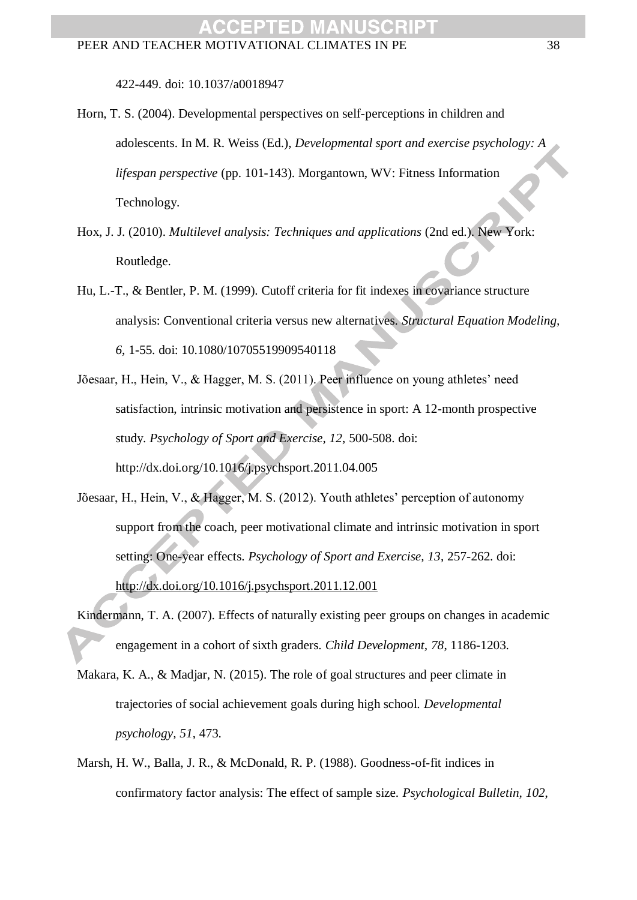422-449. doi: 10.1037/a0018947

Horn, T. S. (2004). Developmental perspectives on self-perceptions in children and adolescents. In M. R. Weiss (Ed.), *Developmental sport and exercise psychology: A lifespan perspective* (pp. 101-143). Morgantown, WV: Fitness Information Technology.

Hox, J. J. (2010). *Multilevel analysis: Techniques and applications* (2nd ed.). New York: Routledge.

Hu, L.-T., & Bentler, P. M. (1999). Cutoff criteria for fit indexes in covariance structure analysis: Conventional criteria versus new alternatives. *Structural Equation Modeling, 6*, 1-55. doi: 10.1080/10705519909540118

Jõesaar, H., Hein, V., & Hagger, M. S. (2011). Peer influence on young athletes' need satisfaction, intrinsic motivation and persistence in sport: A 12-month prospective study. *Psychology of Sport and Exercise, 12*, 500-508. doi: http://dx.doi.org/10.1016/j.psychsport.2011.04.005

Jõesaar, H., Hein, V., & Hagger, M. S. (2012). Youth athletes' perception of autonomy support from the coach, peer motivational climate and intrinsic motivation in sport setting: One-year effects. *Psychology of Sport and Exercise, 13*, 257-262. doi: http://dx.doi.org/10.1016/j.psychsport.2011.12.001

Kindermann, T. A. (2007). Effects of naturally existing peer groups on changes in academic engagement in a cohort of sixth graders. *Child Development, 78*, 1186-1203.

Makara, K. A., & Madjar, N. (2015). The role of goal structures and peer climate in trajectories of social achievement goals during high school. *Developmental psychology, 51*, 473.

Marsh, H. W., Balla, J. R., & McDonald, R. P. (1988). Goodness-of-fit indices in confirmatory factor analysis: The effect of sample size. *Psychological Bulletin, 102*,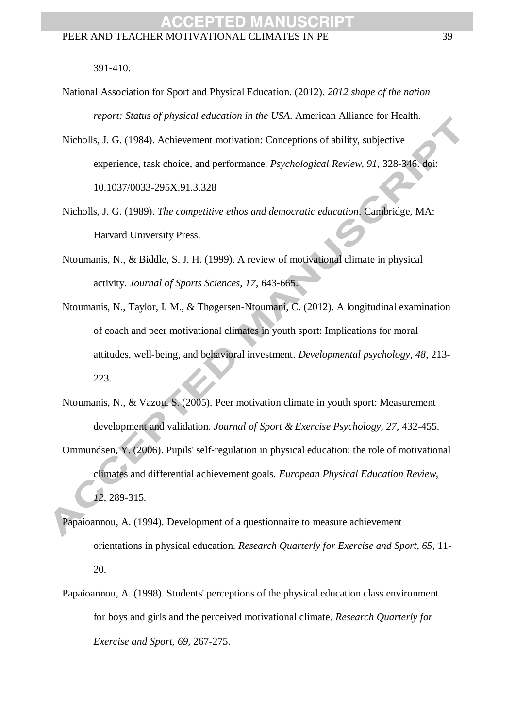391-410.

National Association for Sport and Physical Education. (2012). *2012 shape of the nation report: Status of physical education in the USA*. American Alliance for Health.

Nicholls, J. G. (1984). Achievement motivation: Conceptions of ability, subjective experience, task choice, and performance. *Psychological Review, 91*, 328-346. doi: 10.1037/0033-295X.91.3.328

Nicholls, J. G. (1989). *The competitive ethos and democratic education*. Cambridge, MA: Harvard University Press.

Ntoumanis, N., & Biddle, S. J. H. (1999). A review of motivational climate in physical activity. *Journal of Sports Sciences, 17*, 643-665.

Ntoumanis, N., Taylor, I. M., & Thøgersen-Ntoumani, C. (2012). A longitudinal examination of coach and peer motivational climates in youth sport: Implications for moral attitudes, well-being, and behavioral investment. *Developmental psychology, 48*, 213-223.

Ntoumanis, N., & Vazou, S. (2005). Peer motivation climate in youth sport: Measurement development and validation. *Journal of Sport & Exercise Psychology, 27*, 432-455.

Ommundsen, Y. (2006). Pupils' self-regulation in physical education: the role of motivational climates and differential achievement goals. *European Physical Education Review, 12*, 289-315.

Papaioannou, A. (1994). Development of a questionnaire to measure achievement orientations in physical education. *Research Quarterly for Exercise and Sport, 65*, 11-20.

Papaioannou, A. (1998). Students' perceptions of the physical education class environment for boys and girls and the perceived motivational climate. *Research Quarterly for Exercise and Sport, 69*, 267-275.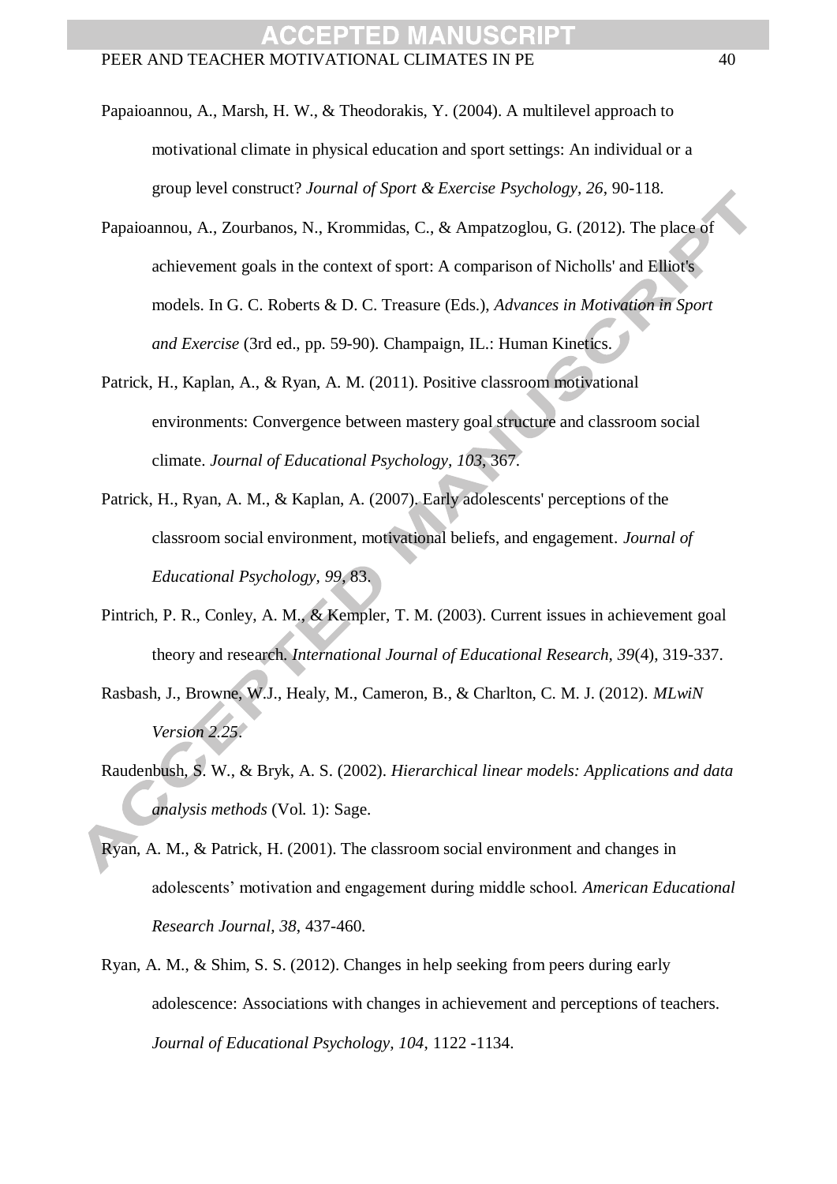Papaioannou, A., Marsh, H. W., & Theodorakis, Y. (2004). A multilevel approach to motivational climate in physical education and sport settings: An individual or a group level construct? *Journal of Sport & Exercise Psychology, 26*, 90-118.

Papaioannou, A., Zourbanos, N., Krommidas, C., & Ampatzoglou, G. (2012). The place of achievement goals in the context of sport: A comparison of Nicholls' and Elliot's models. In G. C. Roberts & D. C. Treasure (Eds.), *Advances in Motivation in Sport and Exercise* (3rd ed., pp. 59-90). Champaign, IL.: Human Kinetics.

Patrick, H., Kaplan, A., & Ryan, A. M. (2011). Positive classroom motivational environments: Convergence between mastery goal structure and classroom social climate. *Journal of Educational Psychology, 103*, 367.

Patrick, H., Ryan, A. M., & Kaplan, A. (2007). Early adolescents' perceptions of the classroom social environment, motivational beliefs, and engagement. *Journal of Educational Psychology, 99*, 83.

Pintrich, P. R., Conley, A. M., & Kempler, T. M. (2003). Current issues in achievement goal theory and research. *International Journal of Educational Research, 39*(4), 319-337.

Rasbash, J., Browne, W.J., Healy, M., Cameron, B., & Charlton, C. M. J. (2012). *MLwiN Version 2.25*.

Raudenbush, S. W., & Bryk, A. S. (2002). *Hierarchical linear models: Applications and data analysis methods* (Vol. 1): Sage.

Ryan, A. M., & Patrick, H. (2001). The classroom social environment and changes in adolescents' motivation and engagement during middle school. *American Educational Research Journal, 38*, 437-460.

Ryan, A. M., & Shim, S. S. (2012). Changes in help seeking from peers during early adolescence: Associations with changes in achievement and perceptions of teachers. *Journal of Educational Psychology, 104*, 1122 -1134.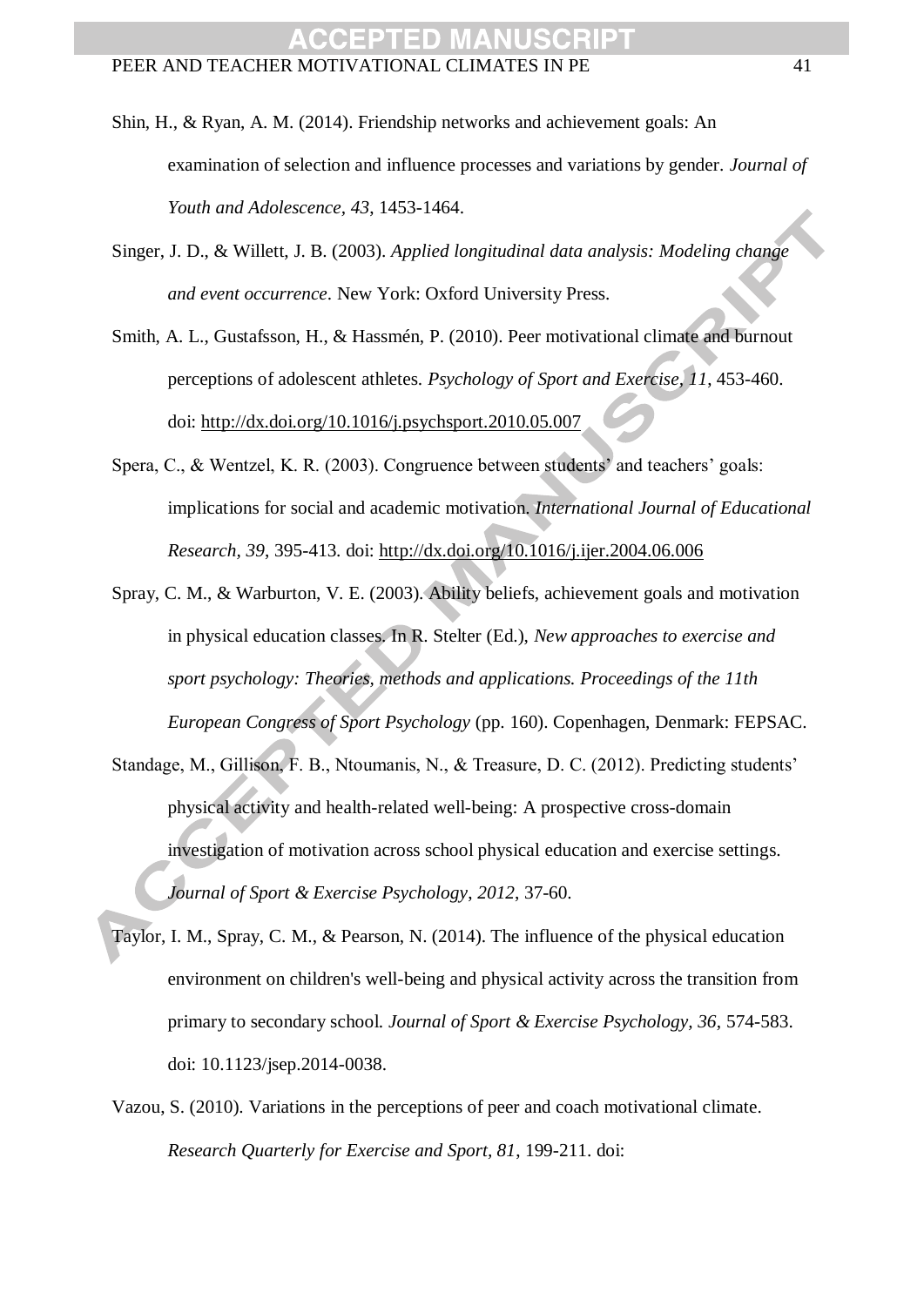Shin, H., & Ryan, A. M. (2014). Friendship networks and achievement goals: An examination of selection and influence processes and variations by gender. *Journal of Youth and Adolescence, 43*, 1453-1464.

Singer, J. D., & Willett, J. B. (2003). *Applied longitudinal data analysis: Modeling change and event occurrence*. New York: Oxford University Press.

Smith, A. L., Gustafsson, H., & Hassmén, P. (2010). Peer motivational climate and burnout perceptions of adolescent athletes. *Psychology of Sport and Exercise, 11*, 453-460. doi: http://dx.doi.org/10.1016/j.psychsport.2010.05.007

Spera, C., & Wentzel, K. R. (2003). Congruence between students' and teachers' goals: implications for social and academic motivation. *International Journal of Educational Research, 39*, 395-413. doi: http://dx.doi.org/10.1016/j.ijer.2004.06.006

Spray, C. M., & Warburton, V. E. (2003). Ability beliefs, achievement goals and motivation in physical education classes. In R. Stelter (Ed.), *New approaches to exercise and sport psychology: Theories, methods and applications. Proceedings of the 11th European Congress of Sport Psychology* (pp. 160). Copenhagen, Denmark: FEPSAC.

Standage, M., Gillison, F. B., Ntoumanis, N., & Treasure, D. C. (2012). Predicting students' physical activity and health-related well-being: A prospective cross-domain investigation of motivation across school physical education and exercise settings. *Journal of Sport & Exercise Psychology*, *2012*, 37-60.

Taylor, I. M., Spray, C. M., & Pearson, N. (2014). The influence of the physical education environment on children's well-being and physical activity across the transition from primary to secondary school. *Journal of Sport & Exercise Psychology, 36*, 574-583. doi: 10.1123/jsep.2014-0038.

Vazou, S. (2010). Variations in the perceptions of peer and coach motivational climate. *Research Quarterly for Exercise and Sport, 81*, 199-211. doi: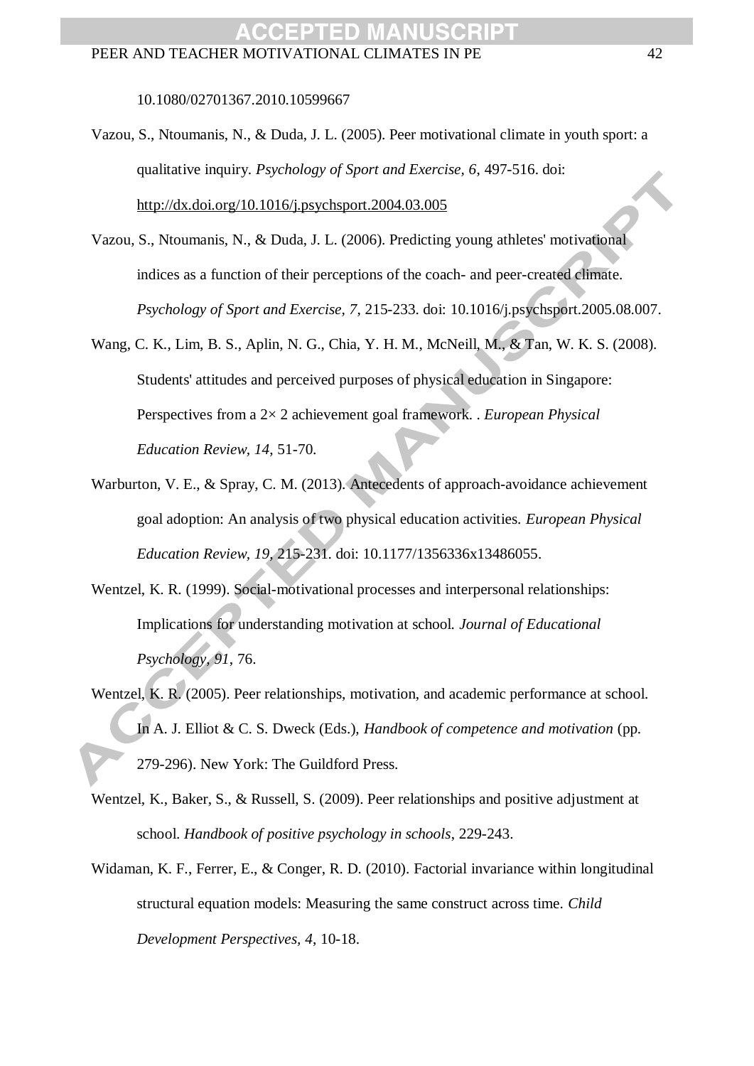10.1080/02701367.2010.10599667

Vazou, S., Ntoumanis, N., & Duda, J. L. (2005). Peer motivational climate in youth sport: a qualitative inquiry. *Psychology of Sport and Exercise, 6*, 497-516. doi: http://dx.doi.org/10.1016/j.psychsport.2004.03.005

Vazou, S., Ntoumanis, N., & Duda, J. L. (2006). Predicting young athletes' motivational indices as a function of their perceptions of the coach- and peer-created climate. *Psychology of Sport and Exercise, 7*, 215-233. doi: 10.1016/j.psychsport.2005.08.007.

Wang, C. K., Lim, B. S., Aplin, N. G., Chia, Y. H. M., McNeill, M., & Tan, W. K. S. (2008). Students' attitudes and perceived purposes of physical education in Singapore: Perspectives from a 2× 2 achievement goal framework. . *European Physical Education Review, 14*, 51-70.

Warburton, V. E., & Spray, C. M. (2013). Antecedents of approach-avoidance achievement goal adoption: An analysis of two physical education activities. *European Physical Education Review, 19*, 215-231. doi: 10.1177/1356336x13486055.

Wentzel, K. R. (1999). Social-motivational processes and interpersonal relationships: Implications for understanding motivation at school. *Journal of Educational Psychology, 91*, 76.

Wentzel, K. R. (2005). Peer relationships, motivation, and academic performance at school. In A. J. Elliot & C. S. Dweck (Eds.), *Handbook of competence and motivation* (pp. 279-296). New York: The Guildford Press.

Wentzel, K., Baker, S., & Russell, S. (2009). Peer relationships and positive adjustment at school. *Handbook of positive psychology in schools*, 229-243.

Widaman, K. F., Ferrer, E., & Conger, R. D. (2010). Factorial invariance within longitudinal structural equation models: Measuring the same construct across time. *Child Development Perspectives, 4*, 10-18.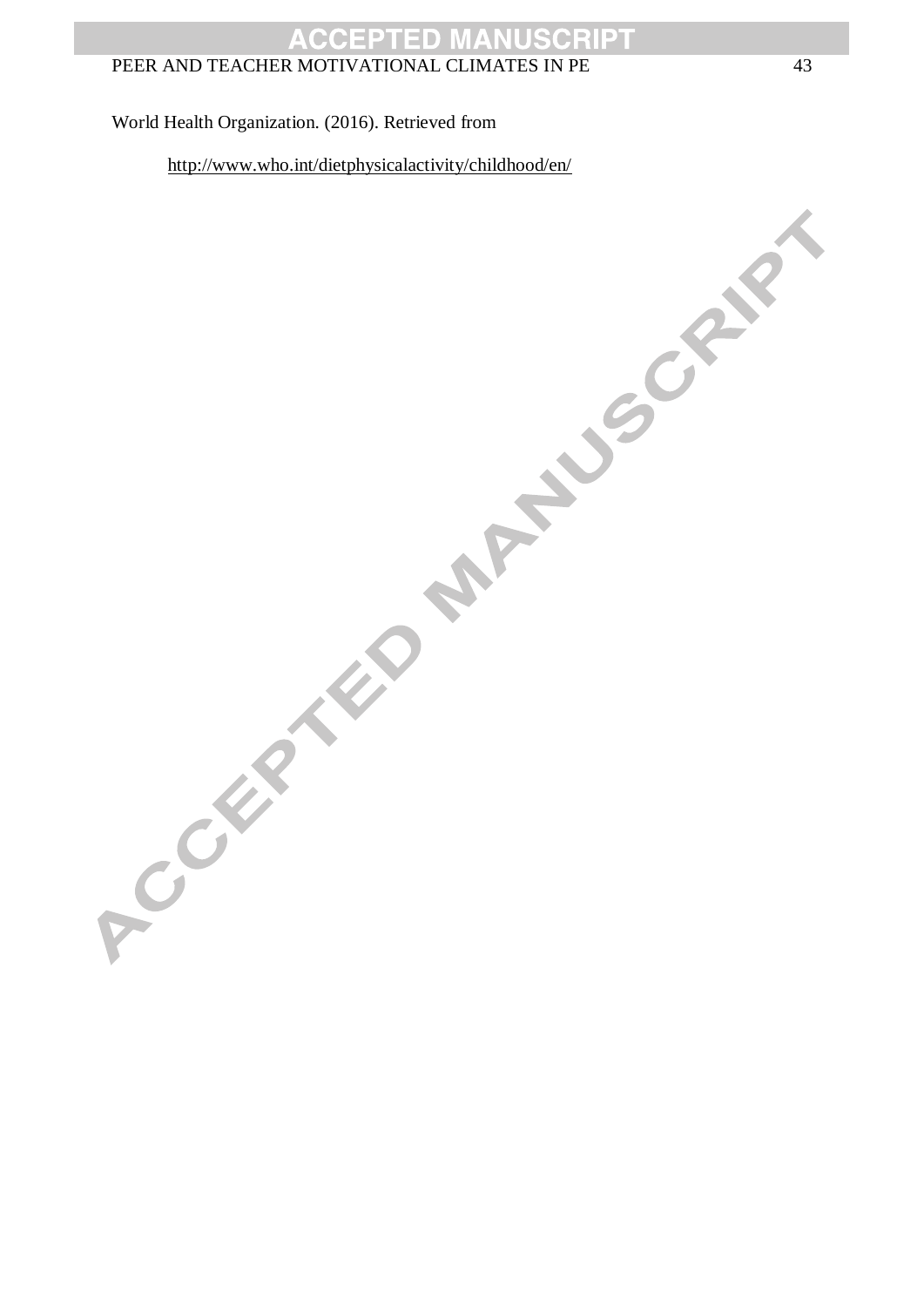World Health Organization. (2016). Retrieved from http://www.who.int/dietphysicalactivity/childhood/en/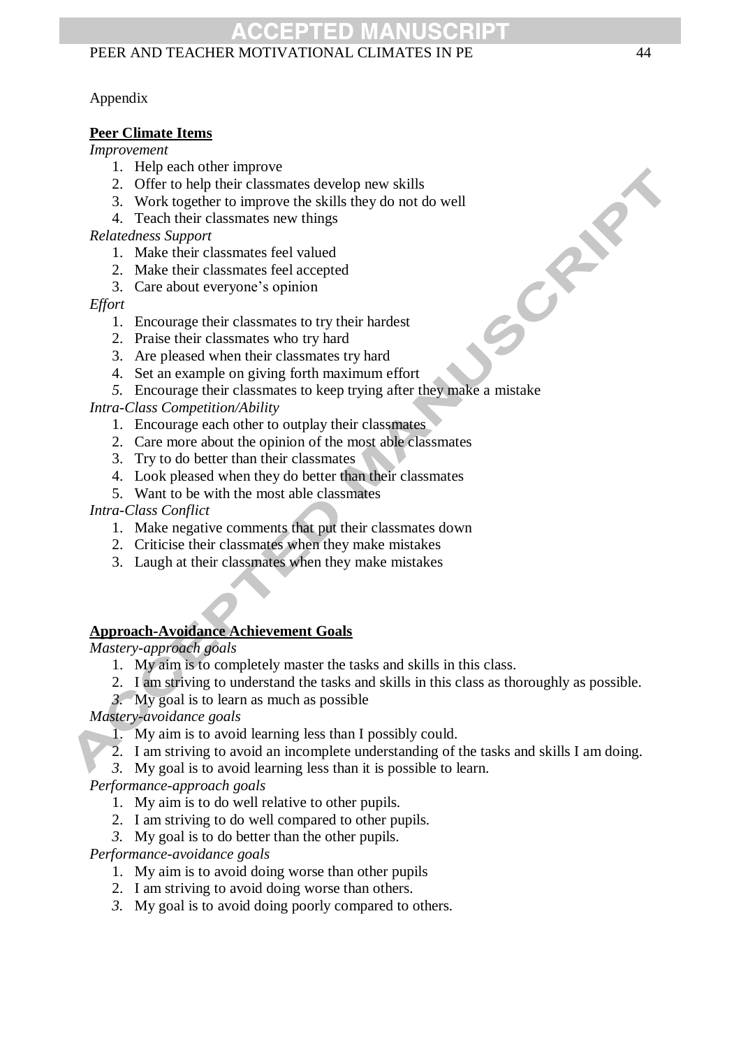Appendix

**Peer Climate Items**

*Improvement*

1. Help each other improve
2. Offer to help their classmates develop new skills
3. Work together to improve the skills they do not do well
4. Teach their classmates new things

*Relatedness Support*

1. Make their classmates feel valued
2. Make their classmates feel accepted
3. Care about everyone's opinion

*Effort*

1. Encourage their classmates to try their hardest
2. Praise their classmates who try hard
3. Are pleased when their classmates try hard
4. Set an example on giving forth maximum effort
5. Encourage their classmates to keep trying after they make a mistake

*Intra-Class Competition/Ability*

1. Encourage each other to outplay their classmates
2. Care more about the opinion of the most able classmates
3. Try to do better than their classmates
4. Look pleased when they do better than their classmates
5. Want to be with the most able classmates

*Intra-Class Conflict*

1. Make negative comments that put their classmates down
2. Criticise their classmates when they make mistakes
3. Laugh at their classmates when they make mistakes

**Approach-Avoidance Achievement Goals**

*Mastery-approach goals*

1. My aim is to completely master the tasks and skills in this class.
2. I am striving to understand the tasks and skills in this class as thoroughly as possible.
3. My goal is to learn as much as possible

*Mastery-avoidance goals*

1. My aim is to avoid learning less than I possibly could.
2. I am striving to avoid an incomplete understanding of the tasks and skills I am doing.
3. My goal is to avoid learning less than it is possible to learn.

*Performance-approach goals*

1. My aim is to do well relative to other pupils.
2. I am striving to do well compared to other pupils.
3. My goal is to do better than the other pupils.

*Performance-avoidance goals*

1. My aim is to avoid doing worse than other pupils
2. I am striving to avoid doing worse than others.
3. My goal is to avoid doing poorly compared to others.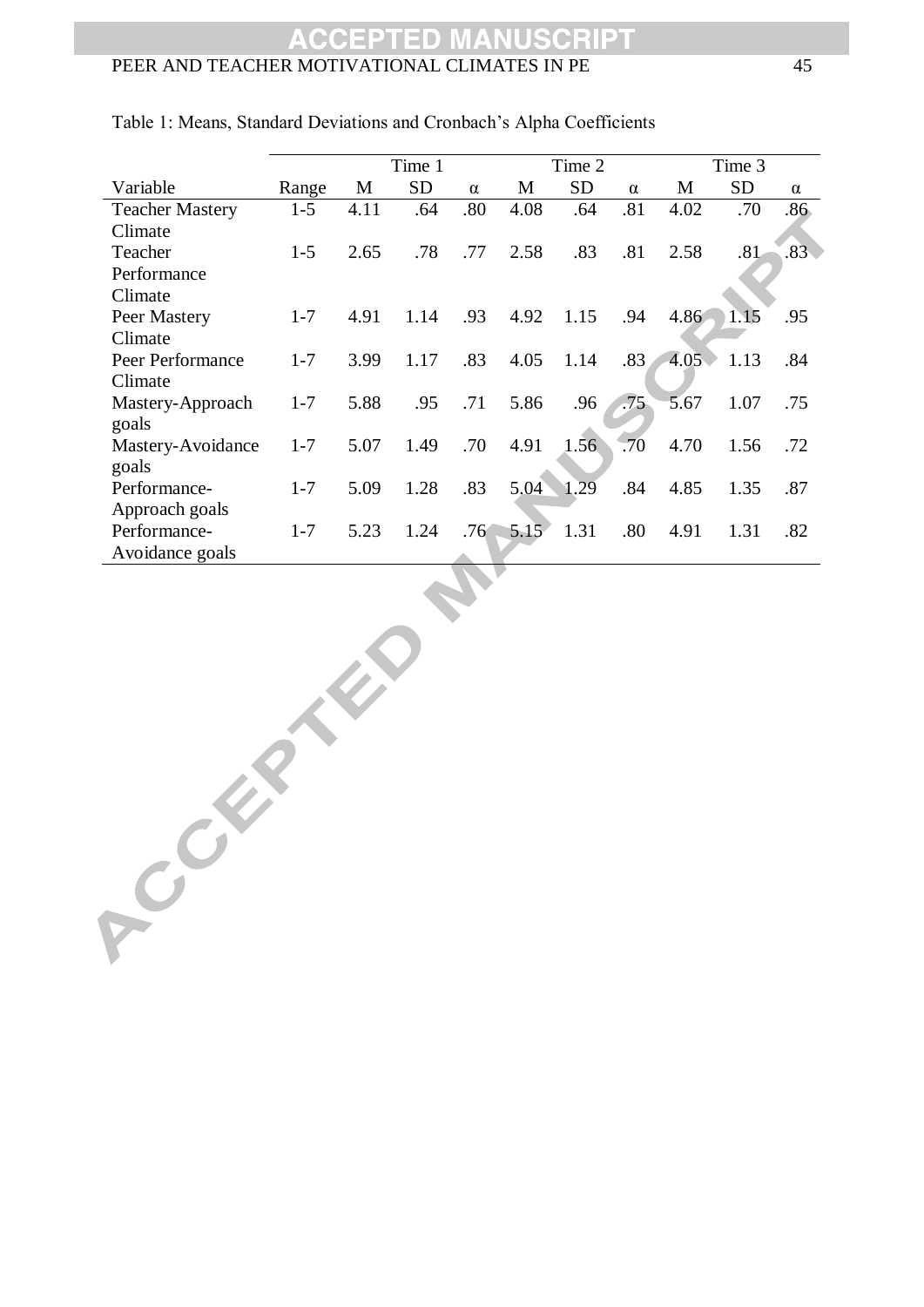Table 1: Means, Standard Deviations and Cronbach's Alpha Coefficients

| | | Time 1 | | | Time 2 | | | Time 3 | | |
|---|---|---|---|---|---|---|---|---|---|---|
| Variable | Range | M | SD | α | M | SD | α | M | SD | α |
| Teacher Mastery Climate | 1-5 | 4.11 | .64 | .80 | 4.08 | .64 | .81 | 4.02 | .70 | .86 |
| Teacher Performance Climate | 1-5 | 2.65 | .78 | .77 | 2.58 | .83 | .81 | 2.58 | .81 | .83 |
| Peer Mastery Climate | 1-7 | 4.91 | 1.14 | .93 | 4.92 | 1.15 | .94 | 4.86 | 1.15 | .95 |
| Peer Performance Climate | 1-7 | 3.99 | 1.17 | .83 | 4.05 | 1.14 | .83 | 4.05 | 1.13 | .84 |
| Mastery-Approach goals | 1-7 | 5.88 | .95 | .71 | 5.86 | .96 | .75 | 5.67 | 1.07 | .75 |
| Mastery-Avoidance goals | 1-7 | 5.07 | 1.49 | .70 | 4.91 | 1.56 | .70 | 4.70 | 1.56 | .72 |
| Performance-Approach goals | 1-7 | 5.09 | 1.28 | .83 | 5.04 | 1.29 | .84 | 4.85 | 1.35 | .87 |
| Performance-Avoidance goals | 1-7 | 5.23 | 1.24 | .76 | 5.15 | 1.31 | .80 | 4.91 | 1.31 | .82 |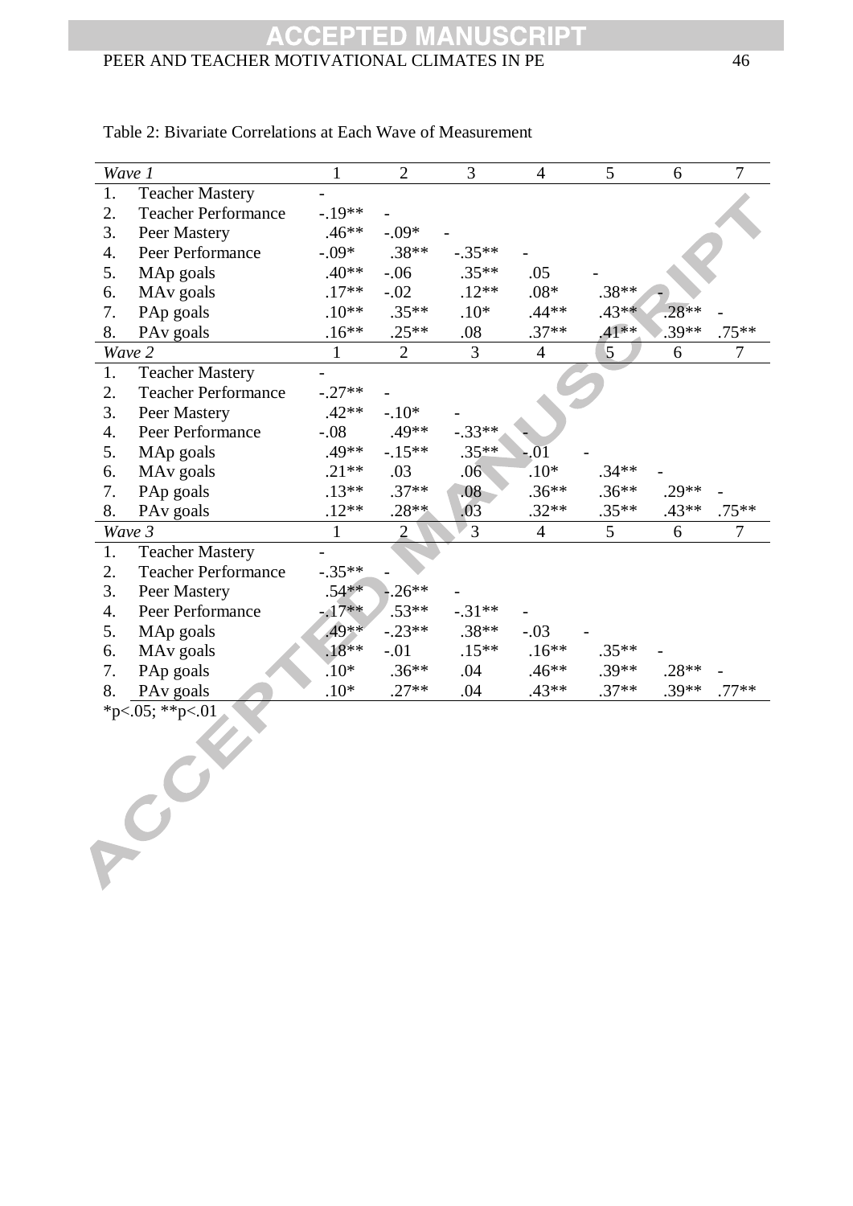Table 2: Bivariate Correlations at Each Wave of Measurement

| *Wave 1* | 1 | 2 | 3 | 4 | 5 | 6 | 7 |
|---|---|---|---|---|---|---|---|
| 1. Teacher Mastery | - | | | | | | |
| 2. Teacher Performance | -.19** | - | | | | | |
| 3. Peer Mastery | .46** | -.09* | - | | | | |
| 4. Peer Performance | -.09* | .38** | -.35** | - | | | |
| 5. MAp goals | .40** | -.06 | .35** | .05 | - | | |
| 6. MAv goals | .17** | -.02 | .12** | .08* | .38** | - | |
| 7. PAp goals | .10** | .35** | .10* | .44** | .43** | .28** | - |
| 8. PAv goals | .16** | .25** | .08 | .37** | .41** | .39** | .75** |
| *Wave 2* | 1 | 2 | 3 | 4 | 5 | 6 | 7 |
| 1. Teacher Mastery | - | | | | | | |
| 2. Teacher Performance | -.27** | - | | | | | |
| 3. Peer Mastery | .42** | -.10* | - | | | | |
| 4. Peer Performance | -.08 | .49** | -.33** | - | | | |
| 5. MAp goals | .49** | -.15** | .35** | -.01 | - | | |
| 6. MAv goals | .21** | .03 | .06 | .10* | .34** | - | |
| 7. PAp goals | .13** | .37** | .08 | .36** | .36** | .29** | - |
| 8. PAv goals | .12** | .28** | .03 | .32** | .35** | .43** | .75** |
| *Wave 3* | 1 | 2 | 3 | 4 | 5 | 6 | 7 |
| 1. Teacher Mastery | - | | | | | | |
| 2. Teacher Performance | -.35** | - | | | | | |
| 3. Peer Mastery | .54** | -.26** | - | | | | |
| 4. Peer Performance | -.17** | .53** | -.31** | - | | | |
| 5. MAp goals | .49** | -.23** | .38** | -.03 | - | | |
| 6. MAv goals | .18** | -.01 | .15** | .16** | .35** | - | |
| 7. PAp goals | .10* | .36** | .04 | .46** | .39** | .28** | - |
| 8. PAv goals | .10* | .27** | .04 | .43** | .37** | .39** | .77** |

*p<.05; **p<.01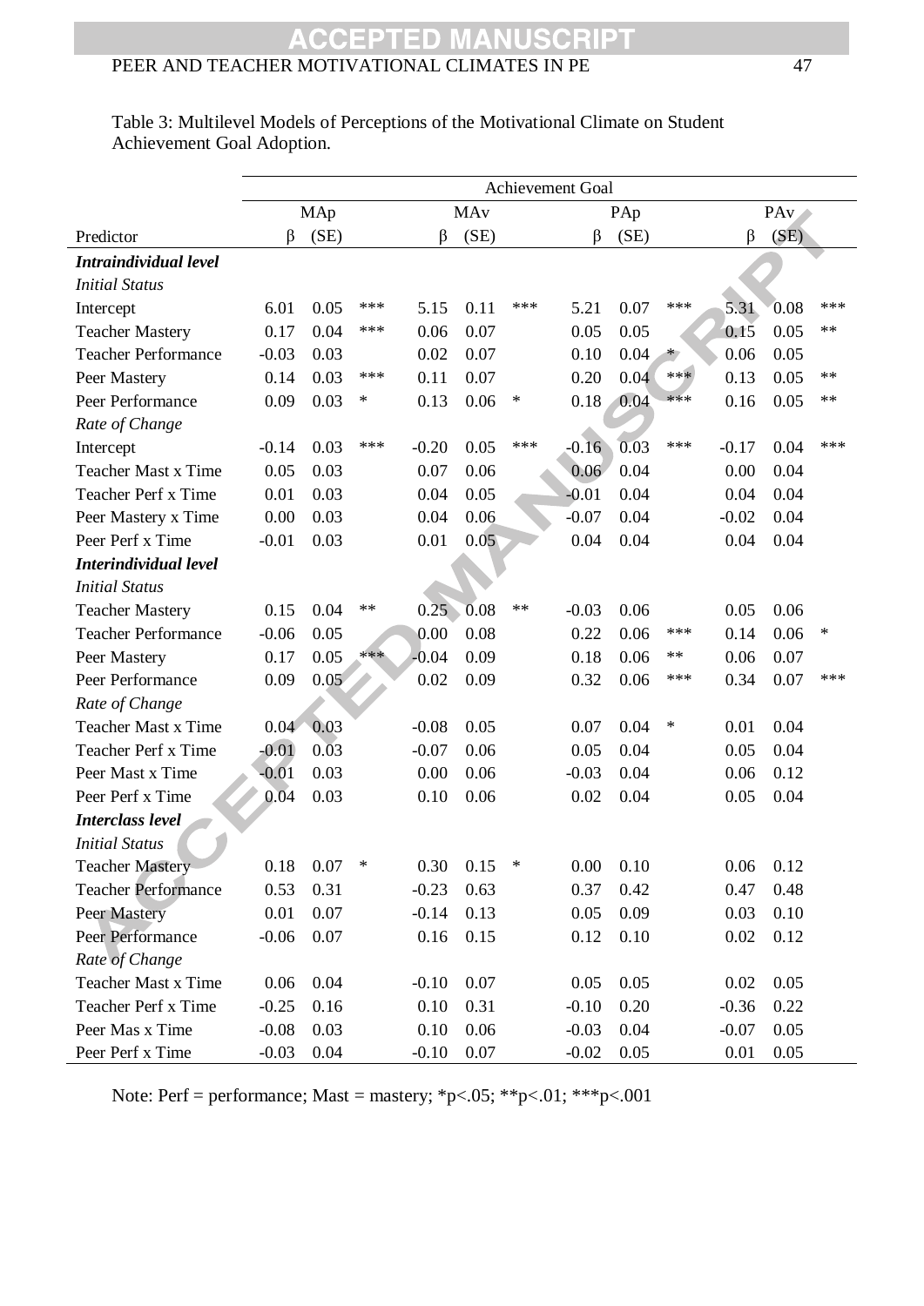Table 3: Multilevel Models of Perceptions of the Motivational Climate on Student Achievement Goal Adoption.

| | Achievement Goal | | | | | | | | | | | |
|---|---|---|---|---|---|---|---|---|---|---|---|---|
| | MAp | | | MAv | | | PAp | | | PAv | | |
| Predictor | β | (SE) | | β | (SE) | | β | (SE) | | β | (SE) | |
| ***Intraindividual level*** | | | | | | | | | | | | |
| *Initial Status* | | | | | | | | | | | | |
| Intercept | 6.01 | 0.05 | *** | 5.15 | 0.11 | *** | 5.21 | 0.07 | *** | 5.31 | 0.08 | *** |
| Teacher Mastery | 0.17 | 0.04 | *** | 0.06 | 0.07 | | 0.05 | 0.05 | | 0.15 | 0.05 | ** |
| Teacher Performance | -0.03 | 0.03 | | 0.02 | 0.07 | | 0.10 | 0.04 | * | 0.06 | 0.05 | |
| Peer Mastery | 0.14 | 0.03 | *** | 0.11 | 0.07 | | 0.20 | 0.04 | *** | 0.13 | 0.05 | ** |
| Peer Performance | 0.09 | 0.03 | * | 0.13 | 0.06 | * | 0.18 | 0.04 | *** | 0.16 | 0.05 | ** |
| *Rate of Change* | | | | | | | | | | | | |
| Intercept | -0.14 | 0.03 | *** | -0.20 | 0.05 | *** | -0.16 | 0.03 | *** | -0.17 | 0.04 | *** |
| Teacher Mast x Time | 0.05 | 0.03 | | 0.07 | 0.06 | | 0.06 | 0.04 | | 0.00 | 0.04 | |
| Teacher Perf x Time | 0.01 | 0.03 | | 0.04 | 0.05 | | -0.01 | 0.04 | | 0.04 | 0.04 | |
| Peer Mastery x Time | 0.00 | 0.03 | | 0.04 | 0.06 | | -0.07 | 0.04 | | -0.02 | 0.04 | |
| Peer Perf x Time | -0.01 | 0.03 | | 0.01 | 0.05 | | 0.04 | 0.04 | | 0.04 | 0.04 | |
| ***Interindividual level*** | | | | | | | | | | | | |
| *Initial Status* | | | | | | | | | | | | |
| Teacher Mastery | 0.15 | 0.04 | ** | 0.25 | 0.08 | ** | -0.03 | 0.06 | | 0.05 | 0.06 | |
| Teacher Performance | -0.06 | 0.05 | | 0.00 | 0.08 | | 0.22 | 0.06 | *** | 0.14 | 0.06 | * |
| Peer Mastery | 0.17 | 0.05 | *** | -0.04 | 0.09 | | 0.18 | 0.06 | ** | 0.06 | 0.07 | |
| Peer Performance | 0.09 | 0.05 | | 0.02 | 0.09 | | 0.32 | 0.06 | *** | 0.34 | 0.07 | *** |
| *Rate of Change* | | | | | | | | | | | | |
| Teacher Mast x Time | 0.04 | 0.03 | | -0.08 | 0.05 | | 0.07 | 0.04 | * | 0.01 | 0.04 | |
| Teacher Perf x Time | -0.01 | 0.03 | | -0.07 | 0.06 | | 0.05 | 0.04 | | 0.05 | 0.04 | |
| Peer Mast x Time | -0.01 | 0.03 | | 0.00 | 0.06 | | -0.03 | 0.04 | | 0.06 | 0.12 | |
| Peer Perf x Time | 0.04 | 0.03 | | 0.10 | 0.06 | | 0.02 | 0.04 | | 0.05 | 0.04 | |
| ***Interclass level*** | | | | | | | | | | | | |
| *Initial Status* | | | | | | | | | | | | |
| Teacher Mastery | 0.18 | 0.07 | * | 0.30 | 0.15 | * | 0.00 | 0.10 | | 0.06 | 0.12 | |
| Teacher Performance | 0.53 | 0.31 | | -0.23 | 0.63 | | 0.37 | 0.42 | | 0.47 | 0.48 | |
| Peer Mastery | 0.01 | 0.07 | | -0.14 | 0.13 | | 0.05 | 0.09 | | 0.03 | 0.10 | |
| Peer Performance | -0.06 | 0.07 | | 0.16 | 0.15 | | 0.12 | 0.10 | | 0.02 | 0.12 | |
| *Rate of Change* | | | | | | | | | | | | |
| Teacher Mast x Time | 0.06 | 0.04 | | -0.10 | 0.07 | | 0.05 | 0.05 | | 0.02 | 0.05 | |
| Teacher Perf x Time | -0.25 | 0.16 | | 0.10 | 0.31 | | -0.10 | 0.20 | | -0.36 | 0.22 | |
| Peer Mas x Time | -0.08 | 0.03 | | 0.10 | 0.06 | | -0.03 | 0.04 | | -0.07 | 0.05 | |
| Peer Perf x Time | -0.03 | 0.04 | | -0.10 | 0.07 | | -0.02 | 0.05 | | 0.01 | 0.05 | |

Note: Perf = performance; Mast = mastery; *p<.05; **p<.01; ***p<.001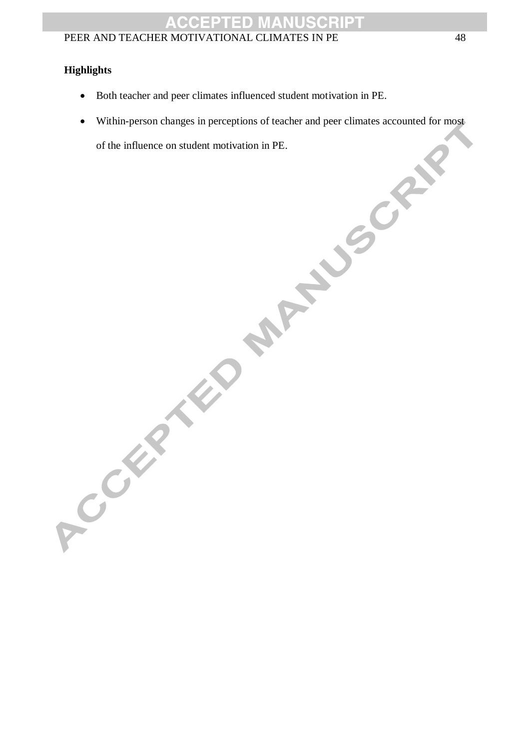**Highlights**

- Both teacher and peer climates influenced student motivation in PE.
- Within-person changes in perceptions of teacher and peer climates accounted for most of the influence on student motivation in PE.